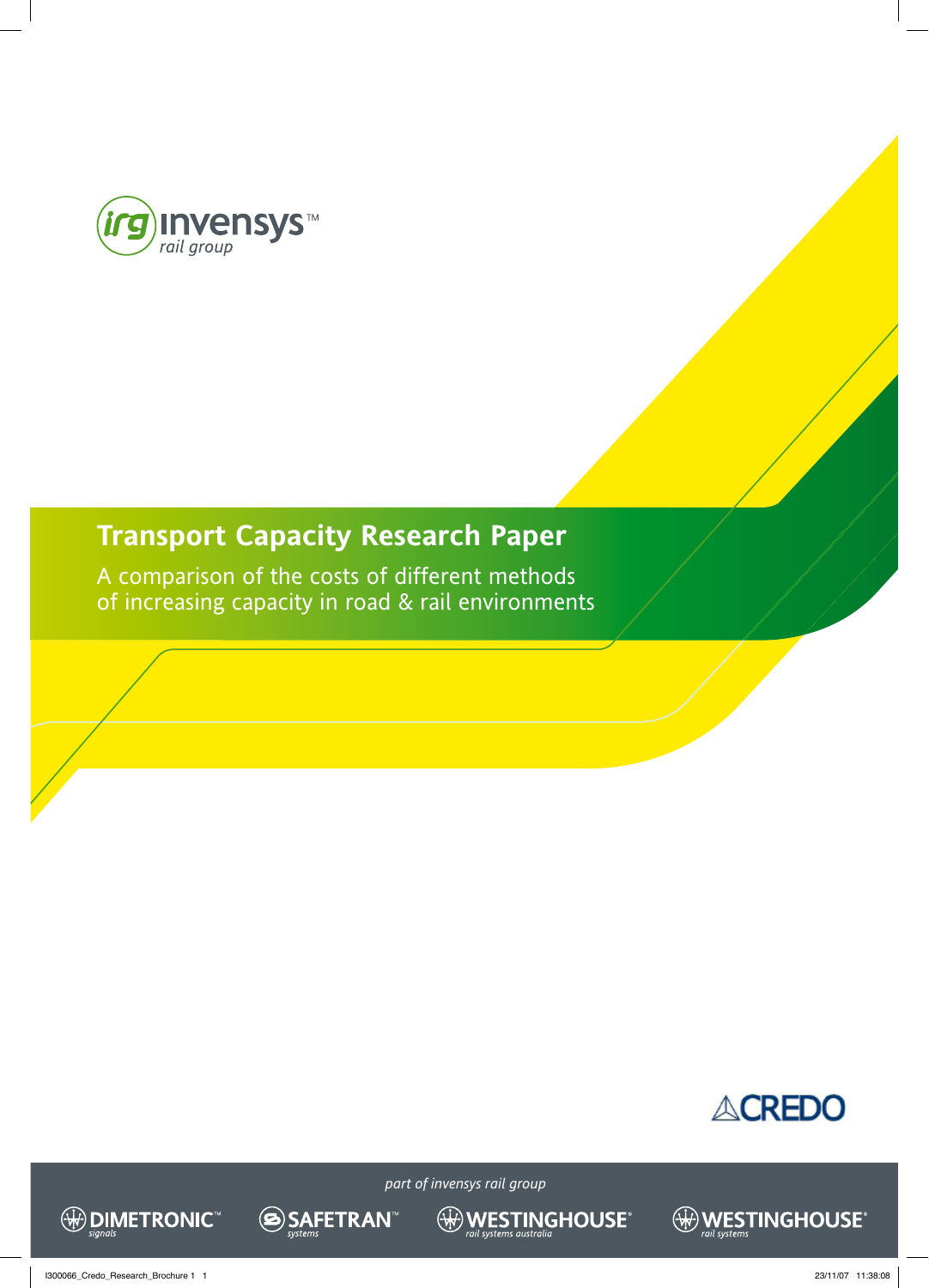irg invensys™ rail group

# Transport Capacity Research Paper

A comparison of the costs of different methods of increasing capacity in road & rail environments

CREDO

*part of invensys rail group*

DIMETRONIC™ signals | SAFETRAN™ systems | WESTINGHOUSE® rail systems australia | WESTINGHOUSE® rail systems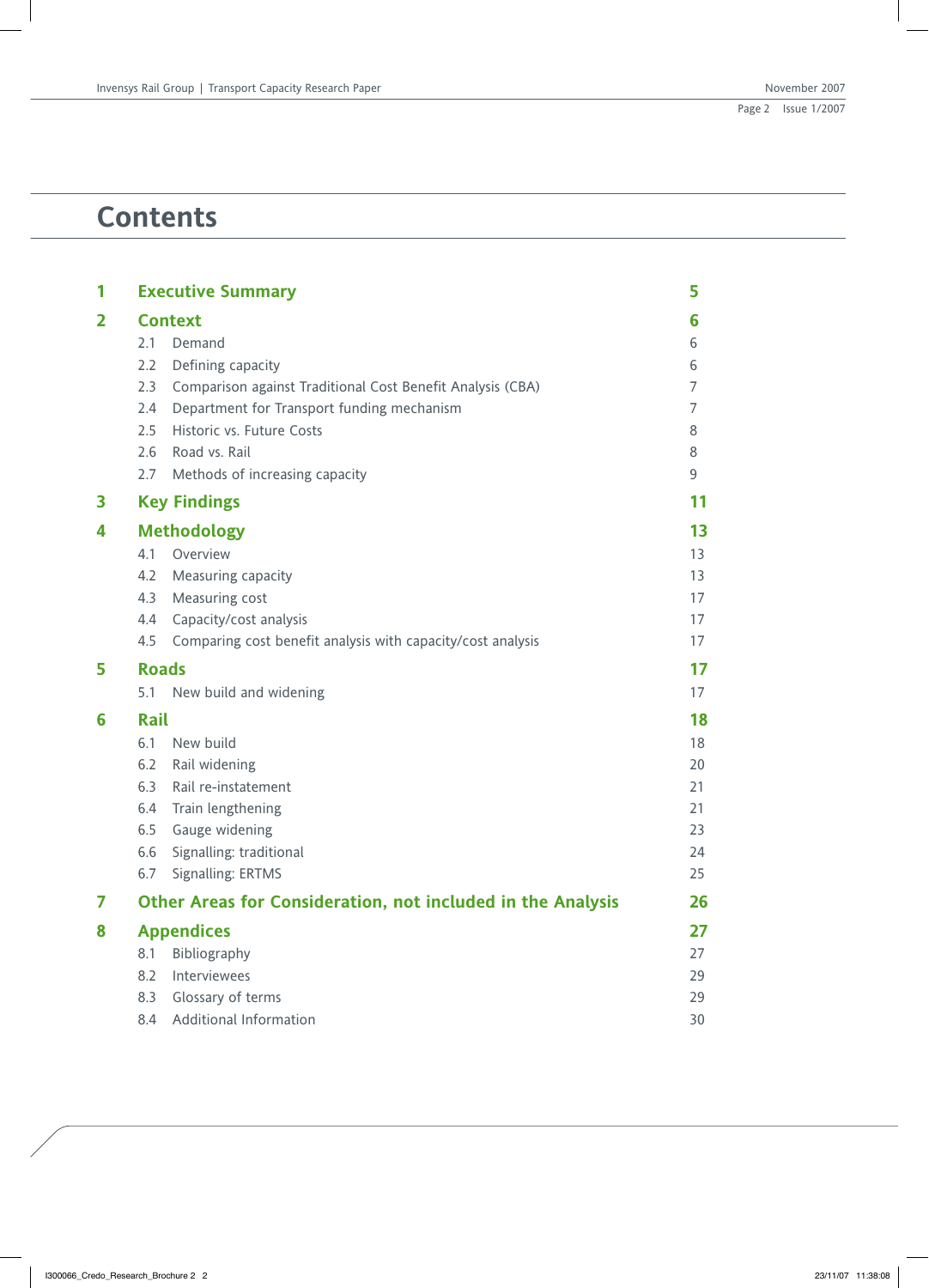# Contents

| | | |
|---|---|---|
| **1** | **Executive Summary** | **5** |
| **2** | **Context** | **6** |
| 2.1 | Demand | 6 |
| 2.2 | Defining capacity | 6 |
| 2.3 | Comparison against Traditional Cost Benefit Analysis (CBA) | 7 |
| 2.4 | Department for Transport funding mechanism | 7 |
| 2.5 | Historic vs. Future Costs | 8 |
| 2.6 | Road vs. Rail | 8 |
| 2.7 | Methods of increasing capacity | 9 |
| **3** | **Key Findings** | **11** |
| **4** | **Methodology** | **13** |
| 4.1 | Overview | 13 |
| 4.2 | Measuring capacity | 13 |
| 4.3 | Measuring cost | 17 |
| 4.4 | Capacity/cost analysis | 17 |
| 4.5 | Comparing cost benefit analysis with capacity/cost analysis | 17 |
| **5** | **Roads** | **17** |
| 5.1 | New build and widening | 17 |
| **6** | **Rail** | **18** |
| 6.1 | New build | 18 |
| 6.2 | Rail widening | 20 |
| 6.3 | Rail re-instatement | 21 |
| 6.4 | Train lengthening | 21 |
| 6.5 | Gauge widening | 23 |
| 6.6 | Signalling: traditional | 24 |
| 6.7 | Signalling: ERTMS | 25 |
| **7** | **Other Areas for Consideration, not included in the Analysis** | **26** |
| **8** | **Appendices** | **27** |
| 8.1 | Bibliography | 27 |
| 8.2 | Interviewees | 29 |
| 8.3 | Glossary of terms | 29 |
| 8.4 | Additional Information | 30 |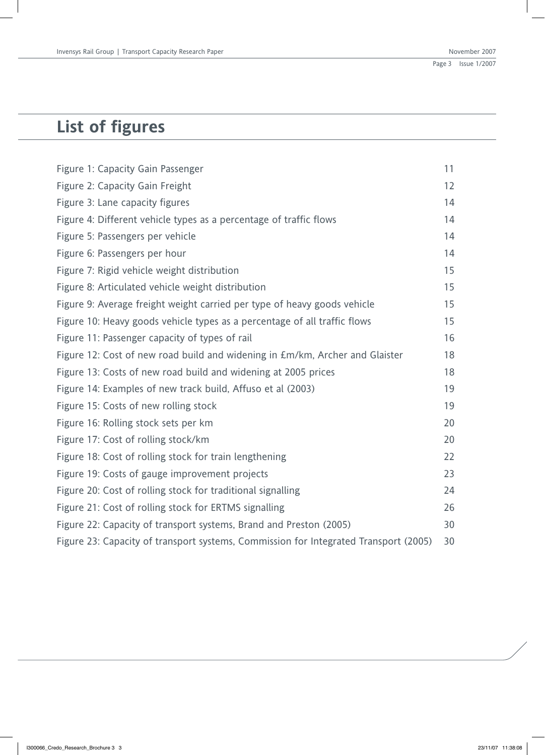# List of figures

| | |
|---|---|
| Figure 1: Capacity Gain Passenger | 11 |
| Figure 2: Capacity Gain Freight | 12 |
| Figure 3: Lane capacity figures | 14 |
| Figure 4: Different vehicle types as a percentage of traffic flows | 14 |
| Figure 5: Passengers per vehicle | 14 |
| Figure 6: Passengers per hour | 14 |
| Figure 7: Rigid vehicle weight distribution | 15 |
| Figure 8: Articulated vehicle weight distribution | 15 |
| Figure 9: Average freight weight carried per type of heavy goods vehicle | 15 |
| Figure 10: Heavy goods vehicle types as a percentage of all traffic flows | 15 |
| Figure 11: Passenger capacity of types of rail | 16 |
| Figure 12: Cost of new road build and widening in £m/km, Archer and Glaister | 18 |
| Figure 13: Costs of new road build and widening at 2005 prices | 18 |
| Figure 14: Examples of new track build, Affuso et al (2003) | 19 |
| Figure 15: Costs of new rolling stock | 19 |
| Figure 16: Rolling stock sets per km | 20 |
| Figure 17: Cost of rolling stock/km | 20 |
| Figure 18: Cost of rolling stock for train lengthening | 22 |
| Figure 19: Costs of gauge improvement projects | 23 |
| Figure 20: Cost of rolling stock for traditional signalling | 24 |
| Figure 21: Cost of rolling stock for ERTMS signalling | 26 |
| Figure 22: Capacity of transport systems, Brand and Preston (2005) | 30 |
| Figure 23: Capacity of transport systems, Commission for Integrated Transport (2005) | 30 |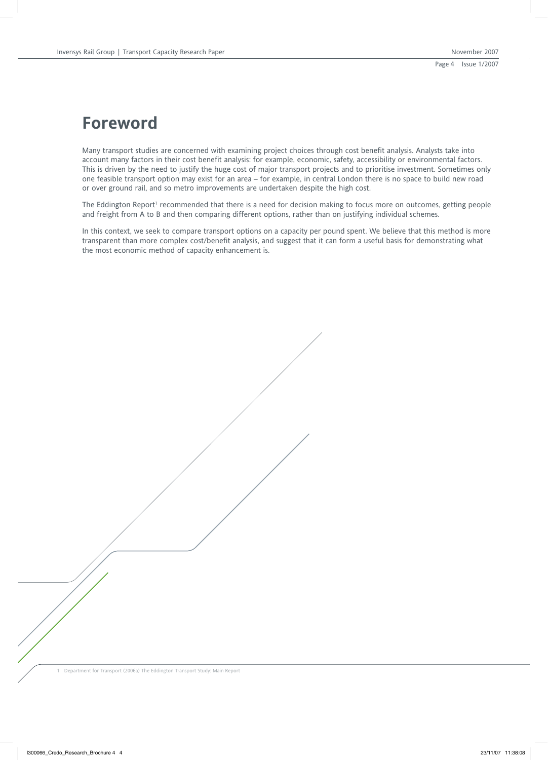# Foreword

Many transport studies are concerned with examining project choices through cost benefit analysis. Analysts take into account many factors in their cost benefit analysis: for example, economic, safety, accessibility or environmental factors. This is driven by the need to justify the huge cost of major transport projects and to prioritise investment. Sometimes only one feasible transport option may exist for an area – for example, in central London there is no space to build new road or over ground rail, and so metro improvements are undertaken despite the high cost.

The Eddington Report[1] recommended that there is a need for decision making to focus more on outcomes, getting people and freight from A to B and then comparing different options, rather than on justifying individual schemes.

In this context, we seek to compare transport options on a capacity per pound spent. We believe that this method is more transparent than more complex cost/benefit analysis, and suggest that it can form a useful basis for demonstrating what the most economic method of capacity enhancement is.

1 Department for Transport (2006a) The Eddington Transport Study: Main Report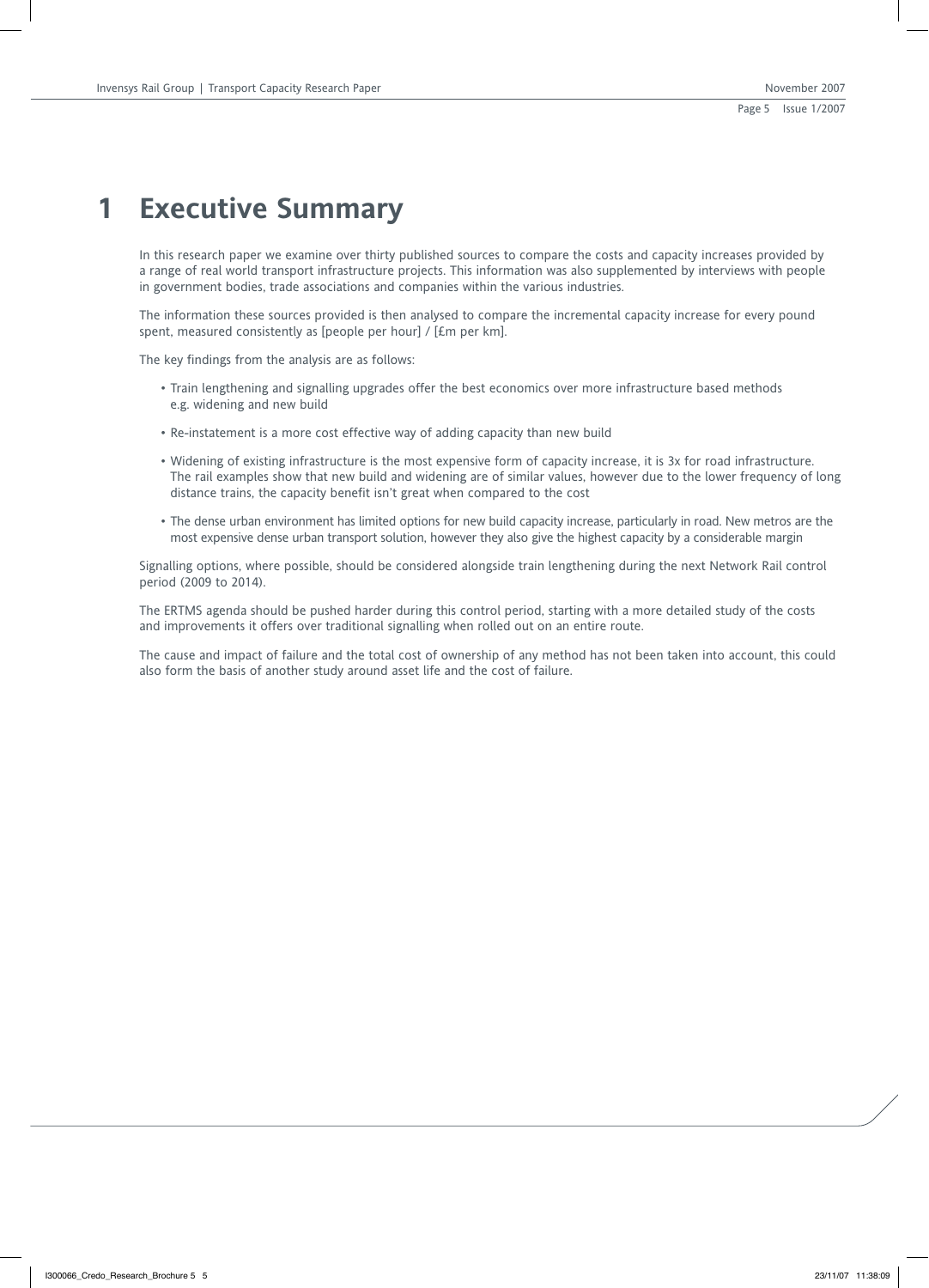# 1 Executive Summary

In this research paper we examine over thirty published sources to compare the costs and capacity increases provided by a range of real world transport infrastructure projects. This information was also supplemented by interviews with people in government bodies, trade associations and companies within the various industries.

The information these sources provided is then analysed to compare the incremental capacity increase for every pound spent, measured consistently as [people per hour] / [£m per km].

The key findings from the analysis are as follows:

- Train lengthening and signalling upgrades offer the best economics over more infrastructure based methods e.g. widening and new build
- Re-instatement is a more cost effective way of adding capacity than new build
- Widening of existing infrastructure is the most expensive form of capacity increase, it is 3x for road infrastructure. The rail examples show that new build and widening are of similar values, however due to the lower frequency of long distance trains, the capacity benefit isn't great when compared to the cost
- The dense urban environment has limited options for new build capacity increase, particularly in road. New metros are the most expensive dense urban transport solution, however they also give the highest capacity by a considerable margin

Signalling options, where possible, should be considered alongside train lengthening during the next Network Rail control period (2009 to 2014).

The ERTMS agenda should be pushed harder during this control period, starting with a more detailed study of the costs and improvements it offers over traditional signalling when rolled out on an entire route.

The cause and impact of failure and the total cost of ownership of any method has not been taken into account, this could also form the basis of another study around asset life and the cost of failure.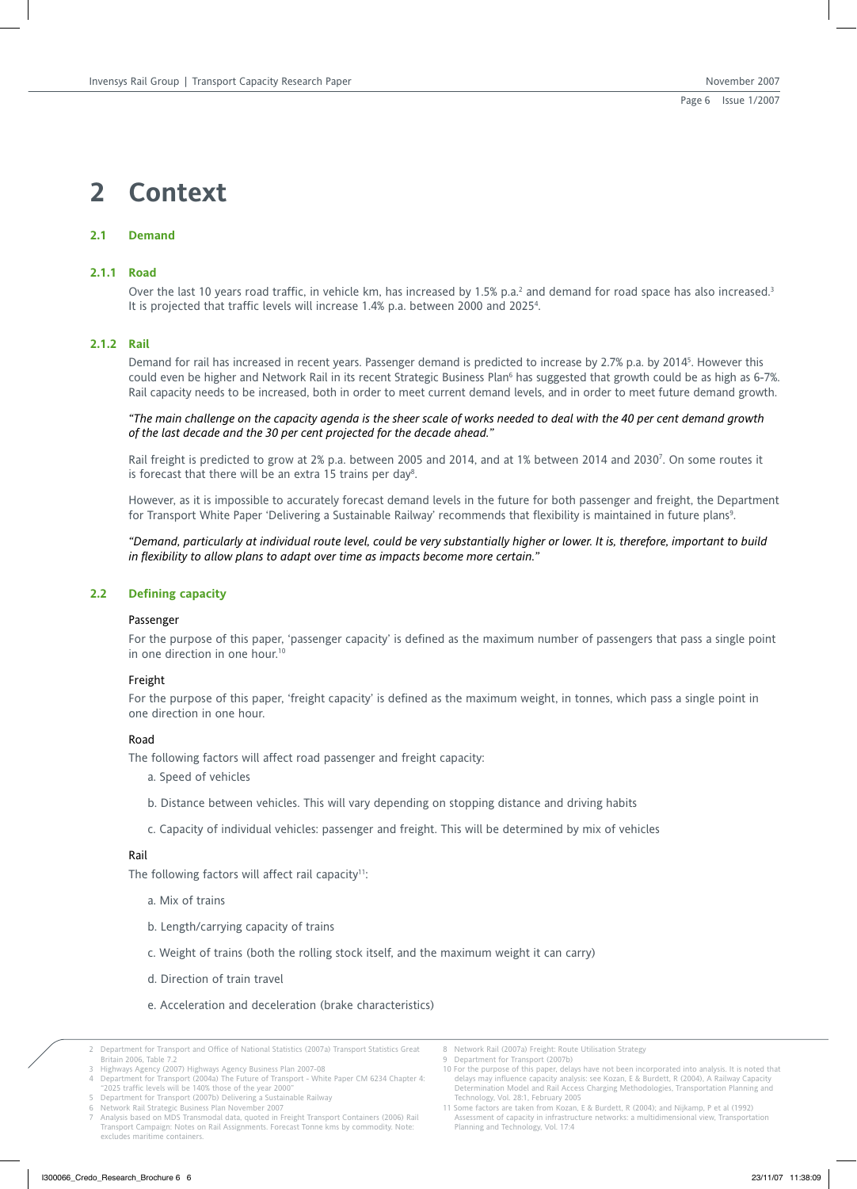# 2 Context

## 2.1 Demand

### 2.1.1 Road

Over the last 10 years road traffic, in vehicle km, has increased by 1.5% p.a.[2] and demand for road space has also increased.[3] It is projected that traffic levels will increase 1.4% p.a. between 2000 and 2025[4].

### 2.1.2 Rail

Demand for rail has increased in recent years. Passenger demand is predicted to increase by 2.7% p.a. by 2014[5]. However this could even be higher and Network Rail in its recent Strategic Business Plan[6] has suggested that growth could be as high as 6-7%. Rail capacity needs to be increased, both in order to meet current demand levels, and in order to meet future demand growth.

*"The main challenge on the capacity agenda is the sheer scale of works needed to deal with the 40 per cent demand growth of the last decade and the 30 per cent projected for the decade ahead."*

Rail freight is predicted to grow at 2% p.a. between 2005 and 2014, and at 1% between 2014 and 2030[7]. On some routes it is forecast that there will be an extra 15 trains per day[8].

However, as it is impossible to accurately forecast demand levels in the future for both passenger and freight, the Department for Transport White Paper 'Delivering a Sustainable Railway' recommends that flexibility is maintained in future plans[9].

*"Demand, particularly at individual route level, could be very substantially higher or lower. It is, therefore, important to build in flexibility to allow plans to adapt over time as impacts become more certain."*

## 2.2 Defining capacity

Passenger

For the purpose of this paper, 'passenger capacity' is defined as the maximum number of passengers that pass a single point in one direction in one hour.[10]

Freight

For the purpose of this paper, 'freight capacity' is defined as the maximum weight, in tonnes, which pass a single point in one direction in one hour.

Road

The following factors will affect road passenger and freight capacity:

a. Speed of vehicles

b. Distance between vehicles. This will vary depending on stopping distance and driving habits

c. Capacity of individual vehicles: passenger and freight. This will be determined by mix of vehicles

Rail

The following factors will affect rail capacity[11]:

a. Mix of trains

b. Length/carrying capacity of trains

c. Weight of trains (both the rolling stock itself, and the maximum weight it can carry)

d. Direction of train travel

e. Acceleration and deceleration (brake characteristics)

---

2 Department for Transport and Office of National Statistics (2007a) Transport Statistics Great Britain 2006, Table 7.2
3 Highways Agency (2007) Highways Agency Business Plan 2007-08
4 Department for Transport (2004a) The Future of Transport - White Paper CM 6234 Chapter 4: "2025 traffic levels will be 140% those of the year 2000"
5 Department for Transport (2007b) Delivering a Sustainable Railway
6 Network Rail Strategic Business Plan November 2007
7 Analysis based on MDS Transmodal data, quoted in Freight Transport Containers (2006) Rail Transport Campaign: Notes on Rail Assignments. Forecast Tonne kms by commodity. Note: excludes maritime containers.
8 Network Rail (2007a) Freight: Route Utilisation Strategy
9 Department for Transport (2007b)
10 For the purpose of this paper, delays have not been incorporated into analysis. It is noted that delays may influence capacity analysis: see Kozan, E & Burdett, R (2004), A Railway Capacity Determination Model and Rail Access Charging Methodologies, Transportation Planning and Technology, Vol. 28:1, February 2005
11 Some factors are taken from Kozan, E & Burdett, R (2004); and Nijkamp, P et al (1992) Assessment of capacity in infrastructure networks: a multidimensional view, Transportation Planning and Technology, Vol. 17:4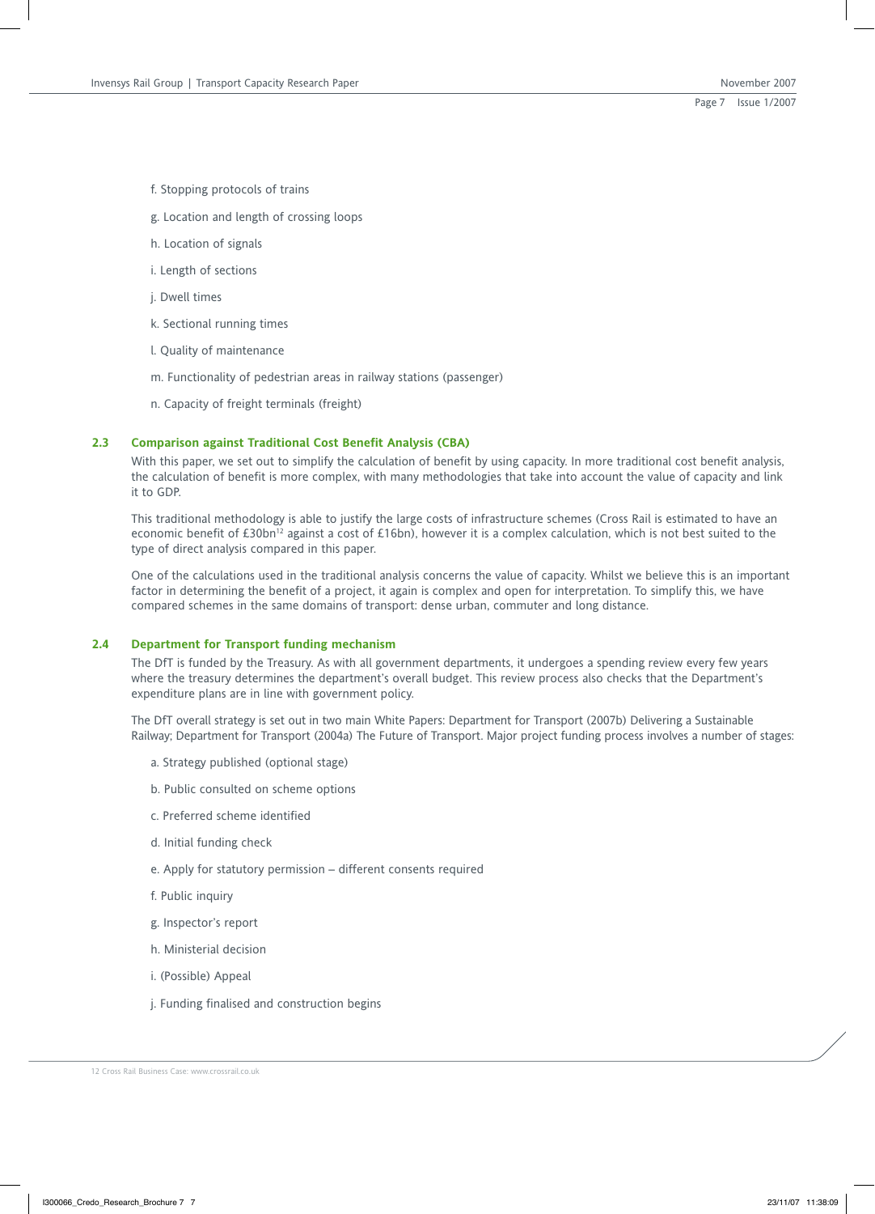f. Stopping protocols of trains

g. Location and length of crossing loops

h. Location of signals

i. Length of sections

j. Dwell times

k. Sectional running times

l. Quality of maintenance

m. Functionality of pedestrian areas in railway stations (passenger)

n. Capacity of freight terminals (freight)

## 2.3 Comparison against Traditional Cost Benefit Analysis (CBA)

With this paper, we set out to simplify the calculation of benefit by using capacity. In more traditional cost benefit analysis, the calculation of benefit is more complex, with many methodologies that take into account the value of capacity and link it to GDP.

This traditional methodology is able to justify the large costs of infrastructure schemes (Cross Rail is estimated to have an economic benefit of £30bn[12] against a cost of £16bn), however it is a complex calculation, which is not best suited to the type of direct analysis compared in this paper.

One of the calculations used in the traditional analysis concerns the value of capacity. Whilst we believe this is an important factor in determining the benefit of a project, it again is complex and open for interpretation. To simplify this, we have compared schemes in the same domains of transport: dense urban, commuter and long distance.

## 2.4 Department for Transport funding mechanism

The DfT is funded by the Treasury. As with all government departments, it undergoes a spending review every few years where the treasury determines the department's overall budget. This review process also checks that the Department's expenditure plans are in line with government policy.

The DfT overall strategy is set out in two main White Papers: Department for Transport (2007b) Delivering a Sustainable Railway; Department for Transport (2004a) The Future of Transport. Major project funding process involves a number of stages:

a. Strategy published (optional stage)

b. Public consulted on scheme options

c. Preferred scheme identified

d. Initial funding check

e. Apply for statutory permission – different consents required

f. Public inquiry

g. Inspector's report

h. Ministerial decision

i. (Possible) Appeal

j. Funding finalised and construction begins

12 Cross Rail Business Case: www.crossrail.co.uk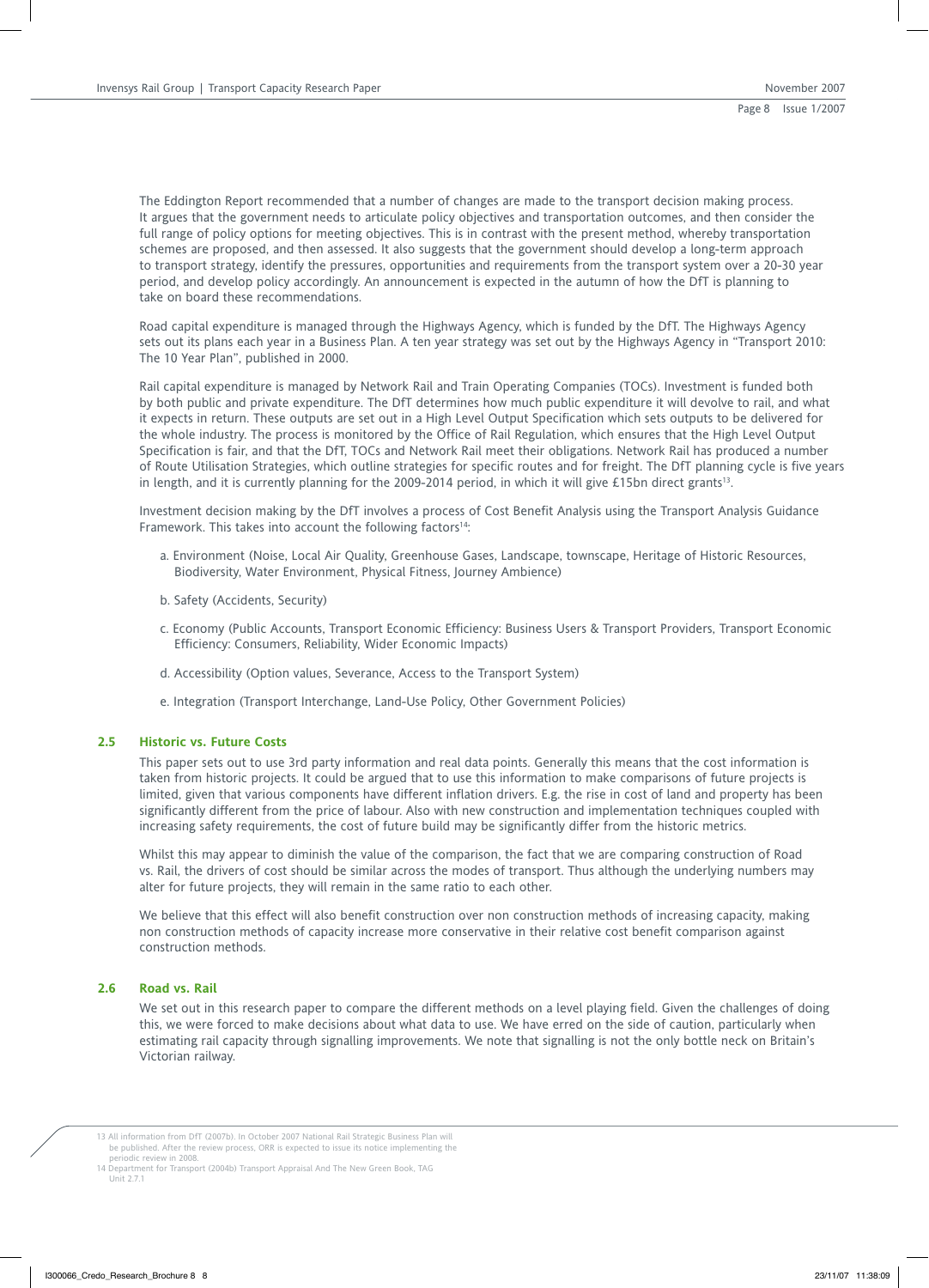The Eddington Report recommended that a number of changes are made to the transport decision making process. It argues that the government needs to articulate policy objectives and transportation outcomes, and then consider the full range of policy options for meeting objectives. This is in contrast with the present method, whereby transportation schemes are proposed, and then assessed. It also suggests that the government should develop a long-term approach to transport strategy, identify the pressures, opportunities and requirements from the transport system over a 20-30 year period, and develop policy accordingly. An announcement is expected in the autumn of how the DfT is planning to take on board these recommendations.

Road capital expenditure is managed through the Highways Agency, which is funded by the DfT. The Highways Agency sets out its plans each year in a Business Plan. A ten year strategy was set out by the Highways Agency in "Transport 2010: The 10 Year Plan", published in 2000.

Rail capital expenditure is managed by Network Rail and Train Operating Companies (TOCs). Investment is funded both by both public and private expenditure. The DfT determines how much public expenditure it will devolve to rail, and what it expects in return. These outputs are set out in a High Level Output Specification which sets outputs to be delivered for the whole industry. The process is monitored by the Office of Rail Regulation, which ensures that the High Level Output Specification is fair, and that the DfT, TOCs and Network Rail meet their obligations. Network Rail has produced a number of Route Utilisation Strategies, which outline strategies for specific routes and for freight. The DfT planning cycle is five years in length, and it is currently planning for the 2009-2014 period, in which it will give £15bn direct grants[13].

Investment decision making by the DfT involves a process of Cost Benefit Analysis using the Transport Analysis Guidance Framework. This takes into account the following factors[14]:

a. Environment (Noise, Local Air Quality, Greenhouse Gases, Landscape, townscape, Heritage of Historic Resources, Biodiversity, Water Environment, Physical Fitness, Journey Ambience)

b. Safety (Accidents, Security)

c. Economy (Public Accounts, Transport Economic Efficiency: Business Users & Transport Providers, Transport Economic Efficiency: Consumers, Reliability, Wider Economic Impacts)

d. Accessibility (Option values, Severance, Access to the Transport System)

e. Integration (Transport Interchange, Land-Use Policy, Other Government Policies)

### 2.5 Historic vs. Future Costs

This paper sets out to use 3rd party information and real data points. Generally this means that the cost information is taken from historic projects. It could be argued that to use this information to make comparisons of future projects is limited, given that various components have different inflation drivers. E.g. the rise in cost of land and property has been significantly different from the price of labour. Also with new construction and implementation techniques coupled with increasing safety requirements, the cost of future build may be significantly differ from the historic metrics.

Whilst this may appear to diminish the value of the comparison, the fact that we are comparing construction of Road vs. Rail, the drivers of cost should be similar across the modes of transport. Thus although the underlying numbers may alter for future projects, they will remain in the same ratio to each other.

We believe that this effect will also benefit construction over non construction methods of increasing capacity, making non construction methods of capacity increase more conservative in their relative cost benefit comparison against construction methods.

### 2.6 Road vs. Rail

We set out in this research paper to compare the different methods on a level playing field. Given the challenges of doing this, we were forced to make decisions about what data to use. We have erred on the side of caution, particularly when estimating rail capacity through signalling improvements. We note that signalling is not the only bottle neck on Britain's Victorian railway.

---

13 All information from DfT (2007b). In October 2007 National Rail Strategic Business Plan will be published. After the review process, ORR is expected to issue its notice implementing the periodic review in 2008.

14 Department for Transport (2004b) Transport Appraisal And The New Green Book, TAG Unit 2.7.1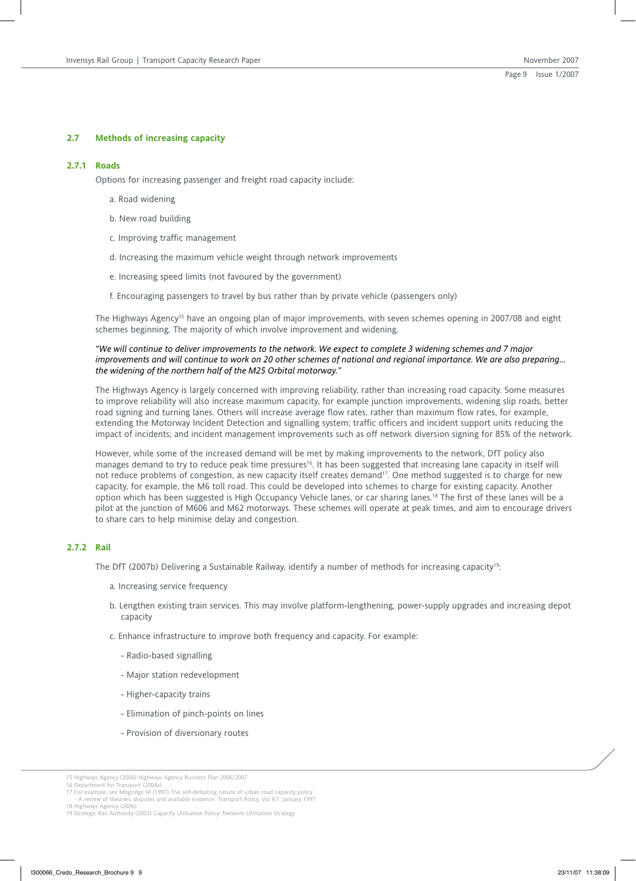## 2.7 Methods of increasing capacity

### 2.7.1 Roads

Options for increasing passenger and freight road capacity include:

a. Road widening

b. New road building

c. Improving traffic management

d. Increasing the maximum vehicle weight through network improvements

e. Increasing speed limits (not favoured by the government)

f. Encouraging passengers to travel by bus rather than by private vehicle (passengers only)

The Highways Agency[15] have an ongoing plan of major improvements, with seven schemes opening in 2007/08 and eight schemes beginning. The majority of which involve improvement and widening.

*"We will continue to deliver improvements to the network. We expect to complete 3 widening schemes and 7 major improvements and will continue to work on 20 other schemes of national and regional importance. We are also preparing... the widening of the northern half of the M25 Orbital motorway."*

The Highways Agency is largely concerned with improving reliability, rather than increasing road capacity. Some measures to improve reliability will also increase maximum capacity, for example junction improvements, widening slip roads, better road signing and turning lanes. Others will increase average flow rates, rather than maximum flow rates, for example, extending the Motorway Incident Detection and signalling system; traffic officers and incident support units reducing the impact of incidents; and incident management improvements such as off network diversion signing for 85% of the network.

However, while some of the increased demand will be met by making improvements to the network, DfT policy also manages demand to try to reduce peak time pressures[16]. It has been suggested that increasing lane capacity in itself will not reduce problems of congestion, as new capacity itself creates demand[17]. One method suggested is to charge for new capacity, for example, the M6 toll road. This could be developed into schemes to charge for existing capacity. Another option which has been suggested is High Occupancy Vehicle lanes, or car sharing lanes.[18] The first of these lanes will be a pilot at the junction of M606 and M62 motorways. These schemes will operate at peak times, and aim to encourage drivers to share cars to help minimise delay and congestion.

### 2.7.2 Rail

The DfT (2007b) Delivering a Sustainable Railway, identify a number of methods for increasing capacity[19]:

a. Increasing service frequency

b. Lengthen existing train services. This may involve platform-lengthening, power-supply upgrades and increasing depot capacity

c. Enhance infrastructure to improve both frequency and capacity. For example:

- Radio-based signalling
- Major station redevelopment
- Higher-capacity trains
- Elimination of pinch-points on lines
- Provision of diversionary routes

---

15 Highways Agency (2006) Highways Agency Business Plan 2006/2007

16 Department for Transport (2004a)

17 For example, see Mogridge M (1997) The self-defeating nature of urban road capacity policy – A review of theories, disputes and available evidence. Transport Policy, Vol 4:1, January 1997

18 Highways Agency (2006)

19 Strategic Rail Authority (2003) Capacity Utilisation Policy: Network Utilisation Strategy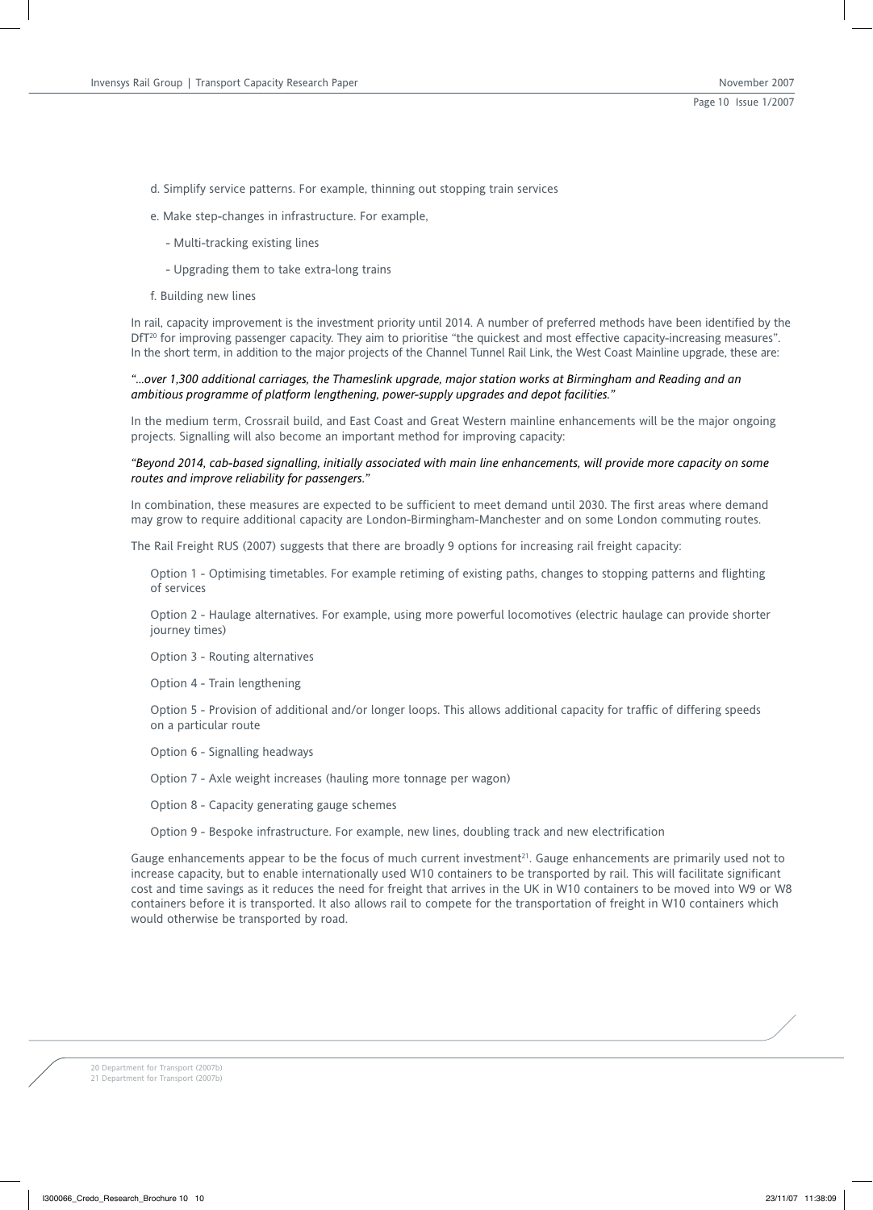d. Simplify service patterns. For example, thinning out stopping train services

e. Make step-changes in infrastructure. For example,

- Multi-tracking existing lines
- Upgrading them to take extra-long trains

f. Building new lines

In rail, capacity improvement is the investment priority until 2014. A number of preferred methods have been identified by the DfT[20] for improving passenger capacity. They aim to prioritise "the quickest and most effective capacity-increasing measures". In the short term, in addition to the major projects of the Channel Tunnel Rail Link, the West Coast Mainline upgrade, these are:

*"...over 1,300 additional carriages, the Thameslink upgrade, major station works at Birmingham and Reading and an ambitious programme of platform lengthening, power-supply upgrades and depot facilities."*

In the medium term, Crossrail build, and East Coast and Great Western mainline enhancements will be the major ongoing projects. Signalling will also become an important method for improving capacity:

*"Beyond 2014, cab-based signalling, initially associated with main line enhancements, will provide more capacity on some routes and improve reliability for passengers."*

In combination, these measures are expected to be sufficient to meet demand until 2030. The first areas where demand may grow to require additional capacity are London-Birmingham-Manchester and on some London commuting routes.

The Rail Freight RUS (2007) suggests that there are broadly 9 options for increasing rail freight capacity:

Option 1 - Optimising timetables. For example retiming of existing paths, changes to stopping patterns and flighting of services

Option 2 - Haulage alternatives. For example, using more powerful locomotives (electric haulage can provide shorter journey times)

Option 3 - Routing alternatives

Option 4 - Train lengthening

Option 5 - Provision of additional and/or longer loops. This allows additional capacity for traffic of differing speeds on a particular route

Option 6 - Signalling headways

Option 7 - Axle weight increases (hauling more tonnage per wagon)

Option 8 - Capacity generating gauge schemes

Option 9 - Bespoke infrastructure. For example, new lines, doubling track and new electrification

Gauge enhancements appear to be the focus of much current investment[21]. Gauge enhancements are primarily used not to increase capacity, but to enable internationally used W10 containers to be transported by rail. This will facilitate significant cost and time savings as it reduces the need for freight that arrives in the UK in W10 containers to be moved into W9 or W8 containers before it is transported. It also allows rail to compete for the transportation of freight in W10 containers which would otherwise be transported by road.

20 Department for Transport (2007b)
21 Department for Transport (2007b)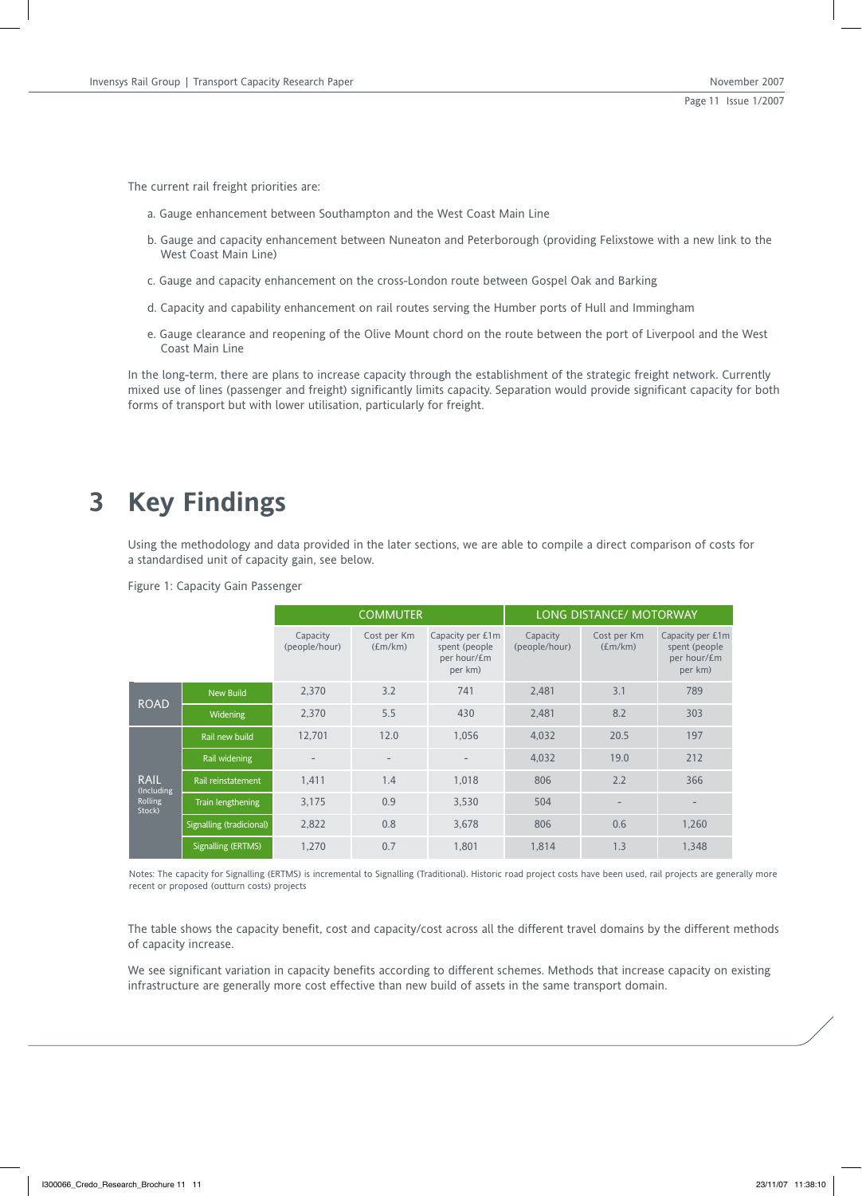The current rail freight priorities are:

a. Gauge enhancement between Southampton and the West Coast Main Line

b. Gauge and capacity enhancement between Nuneaton and Peterborough (providing Felixstowe with a new link to the West Coast Main Line)

c. Gauge and capacity enhancement on the cross-London route between Gospel Oak and Barking

d. Capacity and capability enhancement on rail routes serving the Humber ports of Hull and Immingham

e. Gauge clearance and reopening of the Olive Mount chord on the route between the port of Liverpool and the West Coast Main Line

In the long-term, there are plans to increase capacity through the establishment of the strategic freight network. Currently mixed use of lines (passenger and freight) significantly limits capacity. Separation would provide significant capacity for both forms of transport but with lower utilisation, particularly for freight.

# 3 Key Findings

Using the methodology and data provided in the later sections, we are able to compile a direct comparison of costs for a standardised unit of capacity gain, see below.

Figure 1: Capacity Gain Passenger

| | | COMMUTER | | | LONG DISTANCE/ MOTORWAY | | |
|---|---|---|---|---|---|---|---|
| | | Capacity (people/hour) | Cost per Km (£m/km) | Capacity per £1m spent (people per hour/£m per km) | Capacity (people/hour) | Cost per Km (£m/km) | Capacity per £1m spent (people per hour/£m per km) |
| ROAD | New Build | 2,370 | 3.2 | 741 | 2,481 | 3.1 | 789 |
| | Widening | 2,370 | 5.5 | 430 | 2,481 | 8.2 | 303 |
| RAIL (Including Rolling Stock) | Rail new build | 12,701 | 12.0 | 1,056 | 4,032 | 20.5 | 197 |
| | Rail widening | - | - | - | 4,032 | 19.0 | 212 |
| | Rail reinstatement | 1,411 | 1.4 | 1,018 | 806 | 2.2 | 366 |
| | Train lengthening | 3,175 | 0.9 | 3,530 | 504 | - | - |
| | Signalling (tradicional) | 2,822 | 0.8 | 3,678 | 806 | 0.6 | 1,260 |
| | Signalling (ERTMS) | 1,270 | 0.7 | 1,801 | 1,814 | 1.3 | 1,348 |

Notes: The capacity for Signalling (ERTMS) is incremental to Signalling (Traditional). Historic road project costs have been used, rail projects are generally more recent or proposed (outturn costs) projects

The table shows the capacity benefit, cost and capacity/cost across all the different travel domains by the different methods of capacity increase.

We see significant variation in capacity benefits according to different schemes. Methods that increase capacity on existing infrastructure are generally more cost effective than new build of assets in the same transport domain.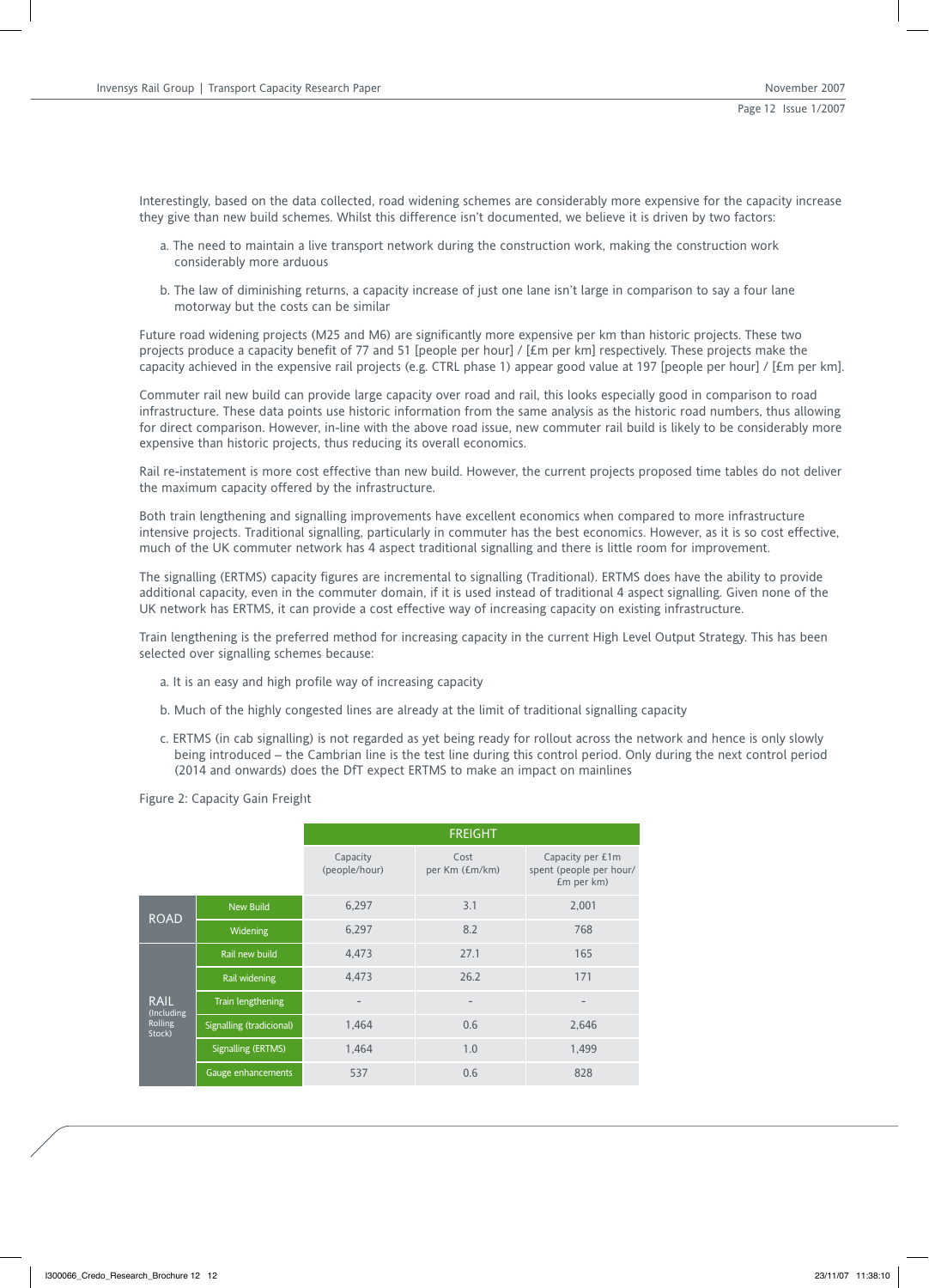Interestingly, based on the data collected, road widening schemes are considerably more expensive for the capacity increase they give than new build schemes. Whilst this difference isn't documented, we believe it is driven by two factors:

a. The need to maintain a live transport network during the construction work, making the construction work considerably more arduous

b. The law of diminishing returns, a capacity increase of just one lane isn't large in comparison to say a four lane motorway but the costs can be similar

Future road widening projects (M25 and M6) are significantly more expensive per km than historic projects. These two projects produce a capacity benefit of 77 and 51 [people per hour] / [£m per km] respectively. These projects make the capacity achieved in the expensive rail projects (e.g. CTRL phase 1) appear good value at 197 [people per hour] / [£m per km].

Commuter rail new build can provide large capacity over road and rail, this looks especially good in comparison to road infrastructure. These data points use historic information from the same analysis as the historic road numbers, thus allowing for direct comparison. However, in-line with the above road issue, new commuter rail build is likely to be considerably more expensive than historic projects, thus reducing its overall economics.

Rail re-instatement is more cost effective than new build. However, the current projects proposed time tables do not deliver the maximum capacity offered by the infrastructure.

Both train lengthening and signalling improvements have excellent economics when compared to more infrastructure intensive projects. Traditional signalling, particularly in commuter has the best economics. However, as it is so cost effective, much of the UK commuter network has 4 aspect traditional signalling and there is little room for improvement.

The signalling (ERTMS) capacity figures are incremental to signalling (Traditional). ERTMS does have the ability to provide additional capacity, even in the commuter domain, if it is used instead of traditional 4 aspect signalling. Given none of the UK network has ERTMS, it can provide a cost effective way of increasing capacity on existing infrastructure.

Train lengthening is the preferred method for increasing capacity in the current High Level Output Strategy. This has been selected over signalling schemes because:

a. It is an easy and high profile way of increasing capacity

b. Much of the highly congested lines are already at the limit of traditional signalling capacity

c. ERTMS (in cab signalling) is not regarded as yet being ready for rollout across the network and hence is only slowly being introduced – the Cambrian line is the test line during this control period. Only during the next control period (2014 and onwards) does the DfT expect ERTMS to make an impact on mainlines

Figure 2: Capacity Gain Freight

| | | FREIGHT | | |
|---|---|---|---|---|
| | | Capacity (people/hour) | Cost per Km (£m/km) | Capacity per £1m spent (people per hour/ £m per km) |
| ROAD | New Build | 6,297 | 3.1 | 2,001 |
| | Widening | 6,297 | 8.2 | 768 |
| RAIL (Including Rolling Stock) | Rail new build | 4,473 | 27.1 | 165 |
| | Rail widening | 4,473 | 26.2 | 171 |
| | Train lengthening | - | - | - |
| | Signalling (tradicional) | 1,464 | 0.6 | 2,646 |
| | Signalling (ERTMS) | 1,464 | 1.0 | 1,499 |
| | Gauge enhancements | 537 | 0.6 | 828 |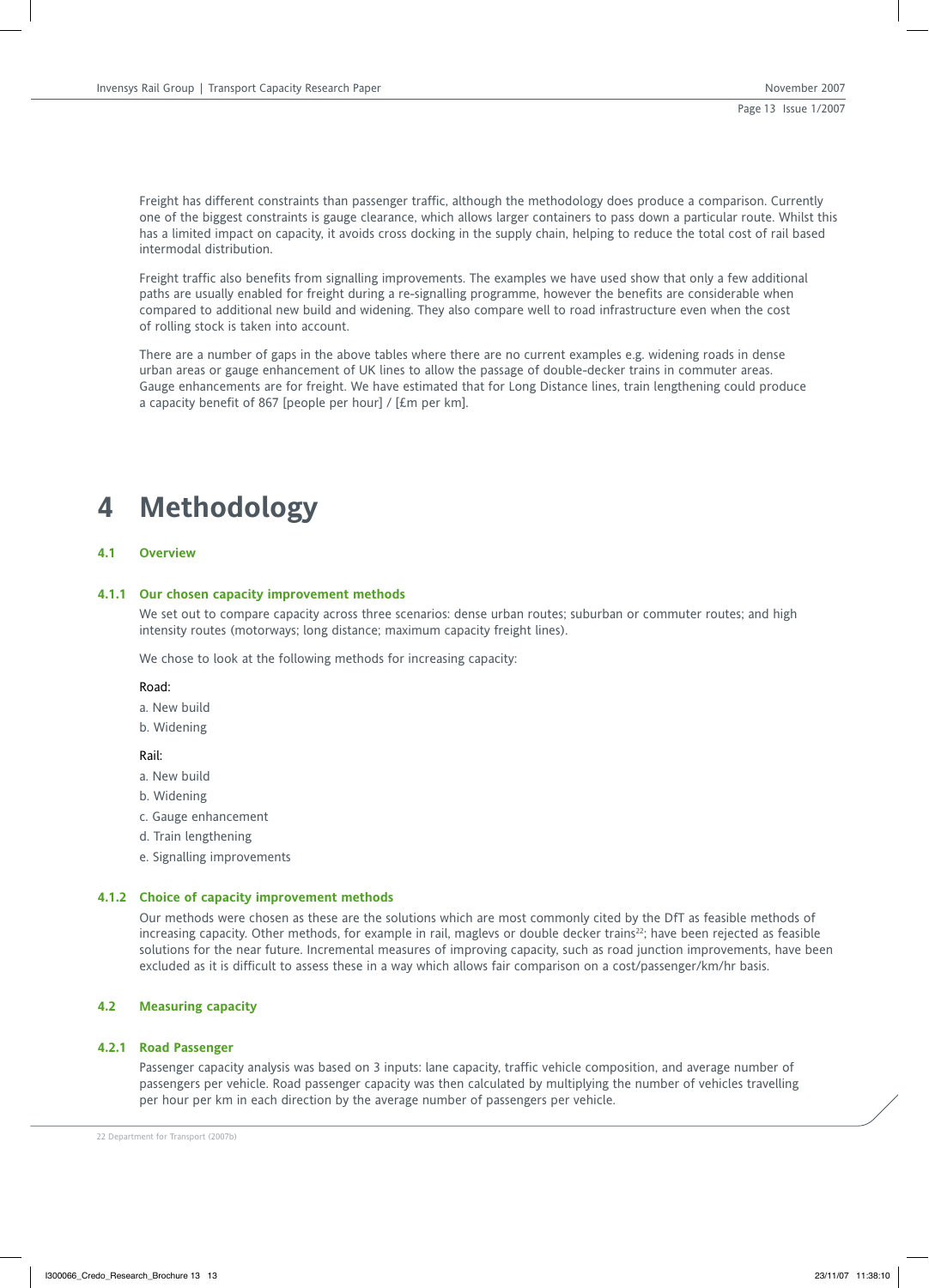Freight has different constraints than passenger traffic, although the methodology does produce a comparison. Currently one of the biggest constraints is gauge clearance, which allows larger containers to pass down a particular route. Whilst this has a limited impact on capacity, it avoids cross docking in the supply chain, helping to reduce the total cost of rail based intermodal distribution.

Freight traffic also benefits from signalling improvements. The examples we have used show that only a few additional paths are usually enabled for freight during a re-signalling programme, however the benefits are considerable when compared to additional new build and widening. They also compare well to road infrastructure even when the cost of rolling stock is taken into account.

There are a number of gaps in the above tables where there are no current examples e.g. widening roads in dense urban areas or gauge enhancement of UK lines to allow the passage of double-decker trains in commuter areas. Gauge enhancements are for freight. We have estimated that for Long Distance lines, train lengthening could produce a capacity benefit of 867 [people per hour] / [£m per km].

# 4 Methodology

### 4.1 Overview

#### 4.1.1 Our chosen capacity improvement methods

We set out to compare capacity across three scenarios: dense urban routes; suburban or commuter routes; and high intensity routes (motorways; long distance; maximum capacity freight lines).

We chose to look at the following methods for increasing capacity:

Road:

a. New build
b. Widening

Rail:

a. New build
b. Widening
c. Gauge enhancement
d. Train lengthening
e. Signalling improvements

#### 4.1.2 Choice of capacity improvement methods

Our methods were chosen as these are the solutions which are most commonly cited by the DfT as feasible methods of increasing capacity. Other methods, for example in rail, maglevs or double decker trains[22]; have been rejected as feasible solutions for the near future. Incremental measures of improving capacity, such as road junction improvements, have been excluded as it is difficult to assess these in a way which allows fair comparison on a cost/passenger/km/hr basis.

### 4.2 Measuring capacity

#### 4.2.1 Road Passenger

Passenger capacity analysis was based on 3 inputs: lane capacity, traffic vehicle composition, and average number of passengers per vehicle. Road passenger capacity was then calculated by multiplying the number of vehicles travelling per hour per km in each direction by the average number of passengers per vehicle.

22 Department for Transport (2007b)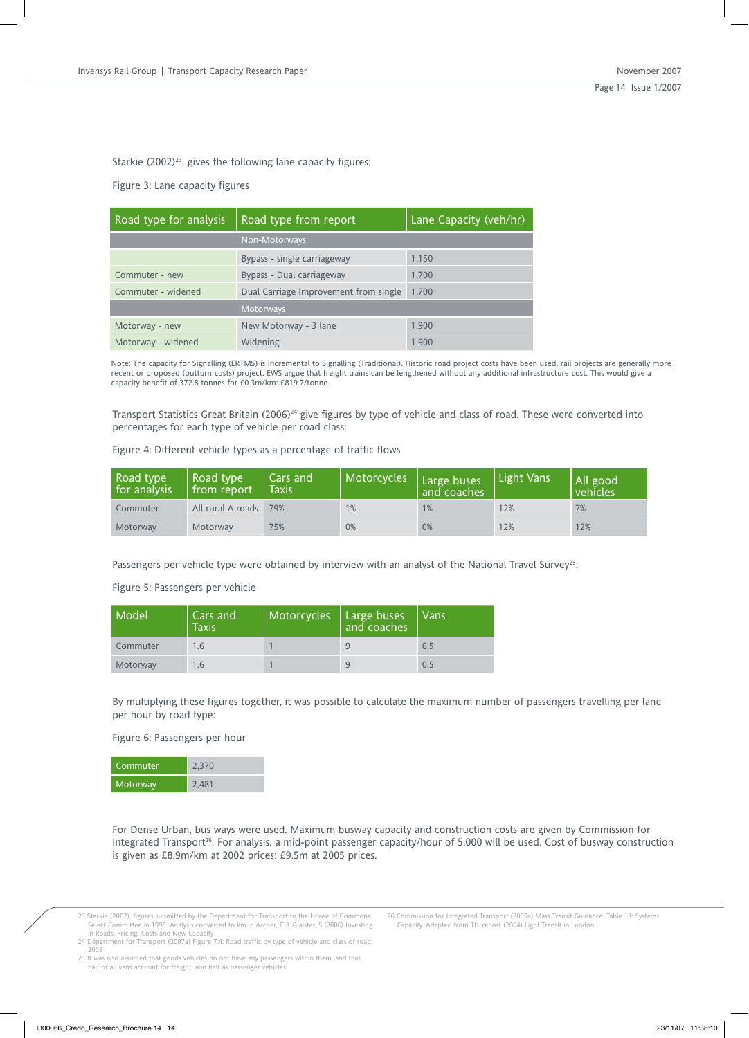Starkie (2002)[23], gives the following lane capacity figures:

Figure 3: Lane capacity figures

| Road type for analysis | Road type from report | Lane Capacity (veh/hr) |
|---|---|---|
| | Non-Motorways | |
| | Bypass - single carriageway | 1,150 |
| Commuter - new | Bypass - Dual carriageway | 1,700 |
| Commuter - widened | Dual Carriage Improvement from single | 1,700 |
| | Motorways | |
| Motorway - new | New Motorway - 3 lane | 1,900 |
| Motorway - widened | Widening | 1,900 |

Note: The capacity for Signalling (ERTMS) is incremental to Signalling (Traditional). Historic road project costs have been used, rail projects are generally more recent or proposed (outturn costs) project. EWS argue that freight trains can be lengthened without any additional infrastructure cost. This would give a capacity benefit of 372.8 tonnes for £0.3m/km: £819.7/tonne

Transport Statistics Great Britain (2006)[24] give figures by type of vehicle and class of road. These were converted into percentages for each type of vehicle per road class:

Figure 4: Different vehicle types as a percentage of traffic flows

| Road type for analysis | Road type from report | Cars and Taxis | Motorcycles | Large buses and coaches | Light Vans | All good vehicles |
|---|---|---|---|---|---|---|
| Commuter | All rural A roads | 79% | 1% | 1% | 12% | 7% |
| Motorway | Motorway | 75% | 0% | 0% | 12% | 12% |

Passengers per vehicle type were obtained by interview with an analyst of the National Travel Survey[25]:

Figure 5: Passengers per vehicle

| Model | Cars and Taxis | Motorcycles | Large buses and coaches | Vans |
|---|---|---|---|---|
| Commuter | 1.6 | 1 | 9 | 0.5 |
| Motorway | 1.6 | 1 | 9 | 0.5 |

By multiplying these figures together, it was possible to calculate the maximum number of passengers travelling per lane per hour by road type:

Figure 6: Passengers per hour

| | |
|---|---|
| Commuter | 2,370 |
| Motorway | 2,481 |

For Dense Urban, bus ways were used. Maximum busway capacity and construction costs are given by Commission for Integrated Transport[26]. For analysis, a mid-point passenger capacity/hour of 5,000 will be used. Cost of busway construction is given as £8.9m/km at 2002 prices: £9.5m at 2005 prices.

23 Starkie (2002), figures submitted by the Department for Transport to the House of Commons Select Committee in 1995. Analysis converted to km in Archer, C & Glaister, S (2006) Investing in Roads: Pricing, Costs and New Capacity

24 Department for Transport (2007a) Figure 7.4: Road traffic by type of vehicle and class of road: 2005

25 It was also assumed that goods vehicles do not have any passengers within them, and that half of all vans account for freight, and half as passenger vehicles

26 Commission for Integrated Transport (2005a) Mass Transit Guidance. Table 13: Systems Capacity. Adapted from TfL report (2004) Light Transit in London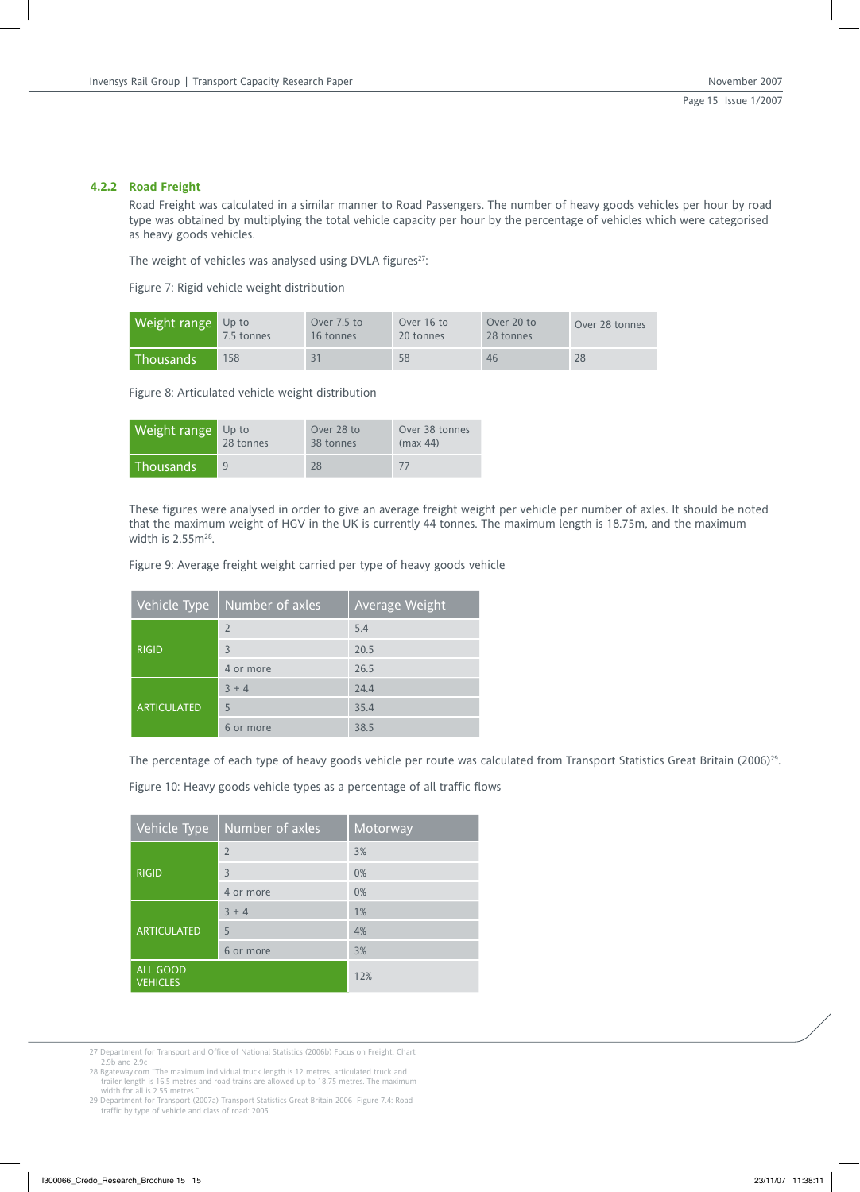### 4.2.2 Road Freight

Road Freight was calculated in a similar manner to Road Passengers. The number of heavy goods vehicles per hour by road type was obtained by multiplying the total vehicle capacity per hour by the percentage of vehicles which were categorised as heavy goods vehicles.

The weight of vehicles was analysed using DVLA figures[27]:

Figure 7: Rigid vehicle weight distribution

| Weight range | Up to 7.5 tonnes | Over 7.5 to 16 tonnes | Over 16 to 20 tonnes | Over 20 to 28 tonnes | Over 28 tonnes |
|---|---|---|---|---|---|
| Thousands | 158 | 31 | 58 | 46 | 28 |

Figure 8: Articulated vehicle weight distribution

| Weight range | Up to 28 tonnes | Over 28 to 38 tonnes | Over 38 tonnes (max 44) |
|---|---|---|---|
| Thousands | 9 | 28 | 77 |

These figures were analysed in order to give an average freight weight per vehicle per number of axles. It should be noted that the maximum weight of HGV in the UK is currently 44 tonnes. The maximum length is 18.75m, and the maximum width is 2.55m[28].

Figure 9: Average freight weight carried per type of heavy goods vehicle

| Vehicle Type | Number of axles | Average Weight |
|---|---|---|
| RIGID | 2 | 5.4 |
| | 3 | 20.5 |
| | 4 or more | 26.5 |
| ARTICULATED | 3 + 4 | 24.4 |
| | 5 | 35.4 |
| | 6 or more | 38.5 |

The percentage of each type of heavy goods vehicle per route was calculated from Transport Statistics Great Britain (2006)[29].

Figure 10: Heavy goods vehicle types as a percentage of all traffic flows

| Vehicle Type | Number of axles | Motorway |
|---|---|---|
| RIGID | 2 | 3% |
| | 3 | 0% |
| | 4 or more | 0% |
| ARTICULATED | 3 + 4 | 1% |
| | 5 | 4% |
| | 6 or more | 3% |
| ALL GOOD VEHICLES | | 12% |

27 Department for Transport and Office of National Statistics (2006b) Focus on Freight, Chart 2.9b and 2.9c

28 Bgateway.com "The maximum individual truck length is 12 metres, articulated truck and trailer length is 16.5 metres and road trains are allowed up to 18.75 metres. The maximum width for all is 2.55 metres."

29 Department for Transport (2007a) Transport Statistics Great Britain 2006 Figure 7.4: Road traffic by type of vehicle and class of road: 2005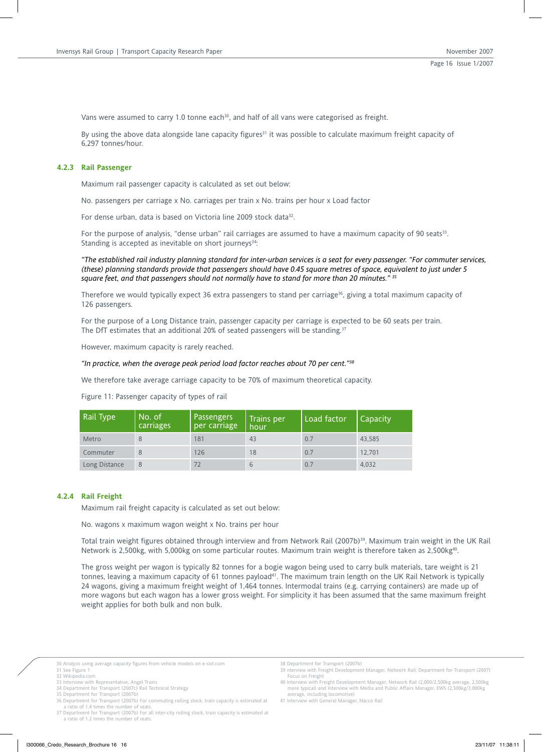Vans were assumed to carry 1.0 tonne each[30], and half of all vans were categorised as freight.

By using the above data alongside lane capacity figures[31] it was possible to calculate maximum freight capacity of 6,297 tonnes/hour.

### 4.2.3 Rail Passenger

Maximum rail passenger capacity is calculated as set out below:

No. passengers per carriage x No. carriages per train x No. trains per hour x Load factor

For dense urban, data is based on Victoria line 2009 stock data[32].

For the purpose of analysis, "dense urban" rail carriages are assumed to have a maximum capacity of 90 seats[33]. Standing is accepted as inevitable on short journeys[34]:

*"The established rail industry planning standard for inter-urban services is a seat for every passenger. "For commuter services, (these) planning standards provide that passengers should have 0.45 square metres of space, equivalent to just under 5 square feet, and that passengers should not normally have to stand for more than 20 minutes." [35]*

Therefore we would typically expect 36 extra passengers to stand per carriage[36], giving a total maximum capacity of 126 passengers.

For the purpose of a Long Distance train, passenger capacity per carriage is expected to be 60 seats per train. The DfT estimates that an additional 20% of seated passengers will be standing.[37]

However, maximum capacity is rarely reached.

*"In practice, when the average peak period load factor reaches about 70 per cent."[38]*

We therefore take average carriage capacity to be 70% of maximum theoretical capacity.

Figure 11: Passenger capacity of types of rail

| Rail Type | No. of carriages | Passengers per carriage | Trains per hour | Load factor | Capacity |
|---|---|---|---|---|---|
| Metro | 8 | 181 | 43 | 0.7 | 43,585 |
| Commuter | 8 | 126 | 18 | 0.7 | 12,701 |
| Long Distance | 8 | 72 | 6 | 0.7 | 4,032 |

### 4.2.4 Rail Freight

Maximum rail freight capacity is calculated as set out below:

No. wagons x maximum wagon weight x No. trains per hour

Total train weight figures obtained through interview and from Network Rail (2007b)[39]. Maximum train weight in the UK Rail Network is 2,500kg, with 5,000kg on some particular routes. Maximum train weight is therefore taken as 2,500kg[40].

The gross weight per wagon is typically 82 tonnes for a bogie wagon being used to carry bulk materials, tare weight is 21 tonnes, leaving a maximum capacity of 61 tonnes payload[41]. The maximum train length on the UK Rail Network is typically 24 wagons, giving a maximum freight weight of 1,464 tonnes. Intermodal trains (e.g. carrying containers) are made up of more wagons but each wagon has a lower gross weight. For simplicity it has been assumed that the same maximum freight weight applies for both bulk and non bulk.

30 Analysis using average capacity figures from vehicle models on e-sixt.com
31 See Figure 1
32 Wikipedia.com
33 Interview with Representative, Angel Trains
34 Department for Transport (2007c) Rail Technical Strategy
35 Department for Transport (2007b)
36 Department for Transport (2007b) For commuting rolling stock, train capacity is estimated at a ratio of 1.4 times the number of seats.
37 Department for Transport (2007b) For all inter-city rolling stock, train capacity is estimated at a ratio of 1.2 times the number of seats.
38 Department for Transport (2007b)
39 nterview with Freight Development Manager, Network Rail; Department for Transport (2007) Focus on Freight
40 Interview with Freight Development Manager, Network Rail (2,000/2,500kg average, 2,500kg more typical) and Interview with Media and Public Affairs Manager, EWS (2,500kg/3,000kg average, including locomotive)
41 Interview with General Manager, Nacco Rail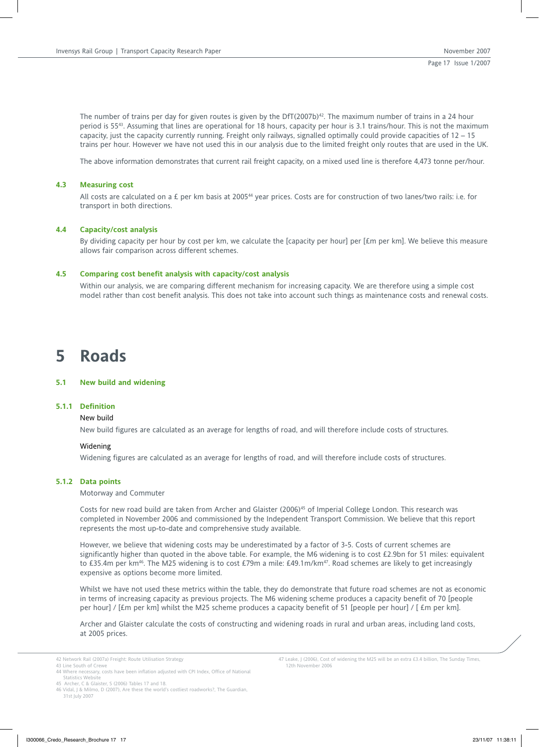The number of trains per day for given routes is given by the DfT(2007b)[42]. The maximum number of trains in a 24 hour period is 55[43]. Assuming that lines are operational for 18 hours, capacity per hour is 3.1 trains/hour. This is not the maximum capacity, just the capacity currently running. Freight only railways, signalled optimally could provide capacities of 12 – 15 trains per hour. However we have not used this in our analysis due to the limited freight only routes that are used in the UK.

The above information demonstrates that current rail freight capacity, on a mixed used line is therefore 4,473 tonne per/hour.

### 4.3 Measuring cost

All costs are calculated on a £ per km basis at 2005[44] year prices. Costs are for construction of two lanes/two rails: i.e. for transport in both directions.

### 4.4 Capacity/cost analysis

By dividing capacity per hour by cost per km, we calculate the [capacity per hour] per [£m per km]. We believe this measure allows fair comparison across different schemes.

### 4.5 Comparing cost benefit analysis with capacity/cost analysis

Within our analysis, we are comparing different mechanism for increasing capacity. We are therefore using a simple cost model rather than cost benefit analysis. This does not take into account such things as maintenance costs and renewal costs.

# 5 Roads

## 5.1 New build and widening

### 5.1.1 Definition

New build

New build figures are calculated as an average for lengths of road, and will therefore include costs of structures.

Widening

Widening figures are calculated as an average for lengths of road, and will therefore include costs of structures.

### 5.1.2 Data points

Motorway and Commuter

Costs for new road build are taken from Archer and Glaister (2006)[45] of Imperial College London. This research was completed in November 2006 and commissioned by the Independent Transport Commission. We believe that this report represents the most up-to-date and comprehensive study available.

However, we believe that widening costs may be underestimated by a factor of 3-5. Costs of current schemes are significantly higher than quoted in the above table. For example, the M6 widening is to cost £2.9bn for 51 miles: equivalent to £35.4m per km[46]. The M25 widening is to cost £79m a mile: £49.1m/km[47]. Road schemes are likely to get increasingly expensive as options become more limited.

Whilst we have not used these metrics within the table, they do demonstrate that future road schemes are not as economic in terms of increasing capacity as previous projects. The M6 widening scheme produces a capacity benefit of 70 [people per hour] / [£m per km] whilst the M25 scheme produces a capacity benefit of 51 [people per hour] / [ £m per km].

Archer and Glaister calculate the costs of constructing and widening roads in rural and urban areas, including land costs, at 2005 prices.

42 Network Rail (2007a) Freight: Route Utilisation Strategy
43 Line South of Crewe
44 Where necessary, costs have been inflation adjusted with CPI Index, Office of National Statistics Website
45 Archer, C & Glaister, S (2006) Tables 17 and 18.
46 Vidal, J & Milmo, D (2007), Are these the world's costliest roadworks?, The Guardian, 31st July 2007
47 Leake, J (2006), Cost of widening the M25 will be an extra £3.4 billion, The Sunday Times, 12th November 2006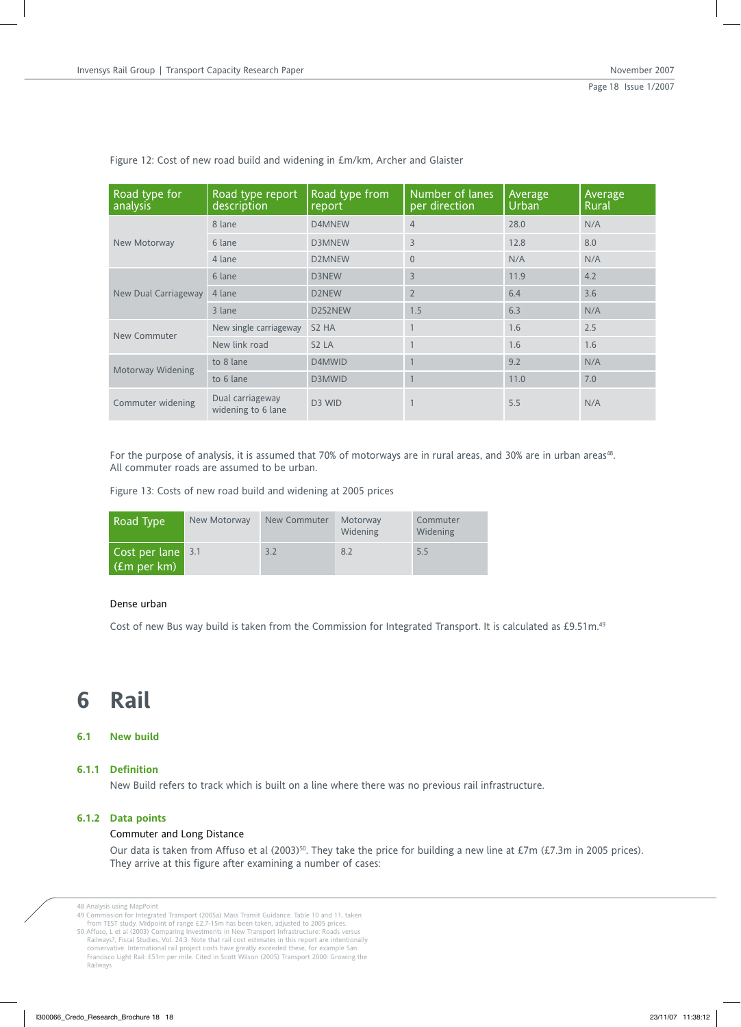Figure 12: Cost of new road build and widening in £m/km, Archer and Glaister

| Road type for analysis | Road type report description | Road type from report | Number of lanes per direction | Average Urban | Average Rural |
|---|---|---|---|---|---|
| New Motorway | 8 lane | D4MNEW | 4 | 28.0 | N/A |
| | 6 lane | D3MNEW | 3 | 12.8 | 8.0 |
| | 4 lane | D2MNEW | 0 | N/A | N/A |
| New Dual Carriageway | 6 lane | D3NEW | 3 | 11.9 | 4.2 |
| | 4 lane | D2NEW | 2 | 6.4 | 3.6 |
| | 3 lane | D2S2NEW | 1.5 | 6.3 | N/A |
| New Commuter | New single carriageway | S2 HA | 1 | 1.6 | 2.5 |
| | New link road | S2 LA | 1 | 1.6 | 1.6 |
| Motorway Widening | to 8 lane | D4MWID | 1 | 9.2 | N/A |
| | to 6 lane | D3MWID | 1 | 11.0 | 7.0 |
| Commuter widening | Dual carriageway widening to 6 lane | D3 WID | 1 | 5.5 | N/A |

For the purpose of analysis, it is assumed that 70% of motorways are in rural areas, and 30% are in urban areas[48]. All commuter roads are assumed to be urban.

Figure 13: Costs of new road build and widening at 2005 prices

| Road Type | New Motorway | New Commuter | Motorway Widening | Commuter Widening |
|---|---|---|---|---|
| Cost per lane (£m per km) | 3.1 | 3.2 | 8.2 | 5.5 |

Dense urban

Cost of new Bus way build is taken from the Commission for Integrated Transport. It is calculated as £9.51m.[49]

# 6 Rail

## 6.1 New build

### 6.1.1 Definition

New Build refers to track which is built on a line where there was no previous rail infrastructure.

### 6.1.2 Data points

Commuter and Long Distance

Our data is taken from Affuso et al (2003)[50]. They take the price for building a new line at £7m (£7.3m in 2005 prices). They arrive at this figure after examining a number of cases:

48 Analysis using MapPoint

49 Commission for Integrated Transport (2005a) Mass Transit Guidance. Table 10 and 11, taken from TEST study. Midpoint of range £2.7-15m has been taken, adjusted to 2005 prices.

50 Affuso, L et al (2003) Comparing Investments in New Transport Infrastructure: Roads versus Railways?, Fiscal Studies, Vol. 24:3. Note that rail cost estimates in this report are intentionally conservative. International rail project costs have greatly exceeded these, for example San Francisco Light Rail: £51m per mile. Cited in Scott Wilson (2005) Transport 2000: Growing the Railways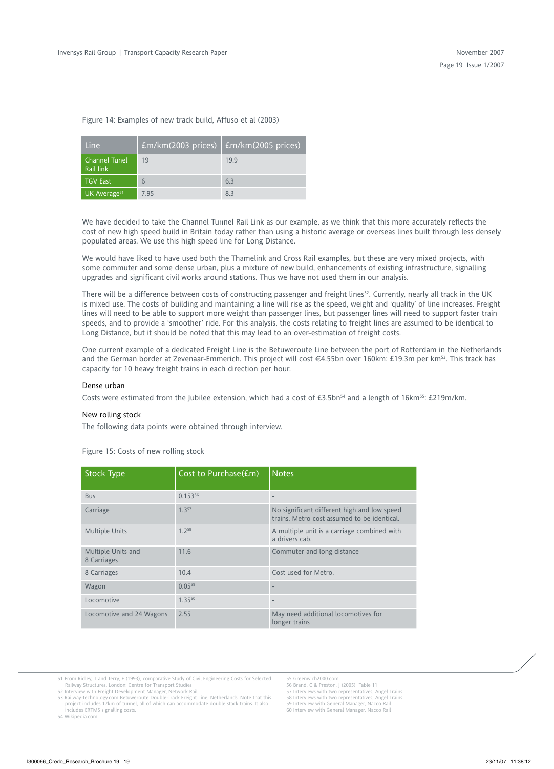Figure 14: Examples of new track build, Affuso et al (2003)

| Line | £m/km(2003 prices) | £m/km(2005 prices) |
|---|---|---|
| Channel Tunel Rail link | 19 | 19.9 |
| TGV East | 6 | 6.3 |
| UK Average[51] | 7.95 | 8.3 |

We have decided to take the Channel Tunnel Rail Link as our example, as we think that this more accurately reflects the cost of new high speed build in Britain today rather than using a historic average or overseas lines built through less densely populated areas. We use this high speed line for Long Distance.

We would have liked to have used both the Thamelink and Cross Rail examples, but these are very mixed projects, with some commuter and some dense urban, plus a mixture of new build, enhancements of existing infrastructure, signalling upgrades and significant civil works around stations. Thus we have not used them in our analysis.

There will be a difference between costs of constructing passenger and freight lines[52]. Currently, nearly all track in the UK is mixed use. The costs of building and maintaining a line will rise as the speed, weight and 'quality' of line increases. Freight lines will need to be able to support more weight than passenger lines, but passenger lines will need to support faster train speeds, and to provide a 'smoother' ride. For this analysis, the costs relating to freight lines are assumed to be identical to Long Distance, but it should be noted that this may lead to an over-estimation of freight costs.

One current example of a dedicated Freight Line is the Betuweroute Line between the port of Rotterdam in the Netherlands and the German border at Zevenaar-Emmerich. This project will cost €4.55bn over 160km: £19.3m per km[53]. This track has capacity for 10 heavy freight trains in each direction per hour.

### Dense urban

Costs were estimated from the Jubilee extension, which had a cost of £3.5bn[54] and a length of 16km[55]: £219m/km.

### New rolling stock

The following data points were obtained through interview.

Figure 15: Costs of new rolling stock

| Stock Type | Cost to Purchase(£m) | Notes |
|---|---|---|
| Bus | 0.153[56] | - |
| Carriage | 1.3[57] | No significant different high and low speed trains. Metro cost assumed to be identical. |
| Multiple Units | 1.2[58] | A multiple unit is a carriage combined with a drivers cab. |
| Multiple Units and 8 Carriages | 11.6 | Commuter and long distance |
| 8 Carriages | 10.4 | Cost used for Metro. |
| Wagon | 0.05[59] | - |
| Locomotive | 1.35[60] | - |
| Locomotive and 24 Wagons | 2.55 | May need additional locomotives for longer trains |

51 From Ridley, T and Terry, F (1993), comparative Study of Civil Engineering Costs for Selected Railway Structures, London: Centre for Transport Studies
52 Interview with Freight Development Manager, Network Rail
53 Railway-technology.com Betuweroute Double-Track Freight Line, Netherlands. Note that this project includes 17km of tunnel, all of which can accommodate double stack trains. It also includes ERTMS signalling costs.
54 Wikipedia.com
55 Greenwich2000.com
56 Brand, C & Preston, J (2005) Table 11
57 Interviews with two representatives, Angel Trains
58 Interviews with two representatives, Angel Trains
59 Interview with General Manager, Nacco Rail
60 Interview with General Manager, Nacco Rail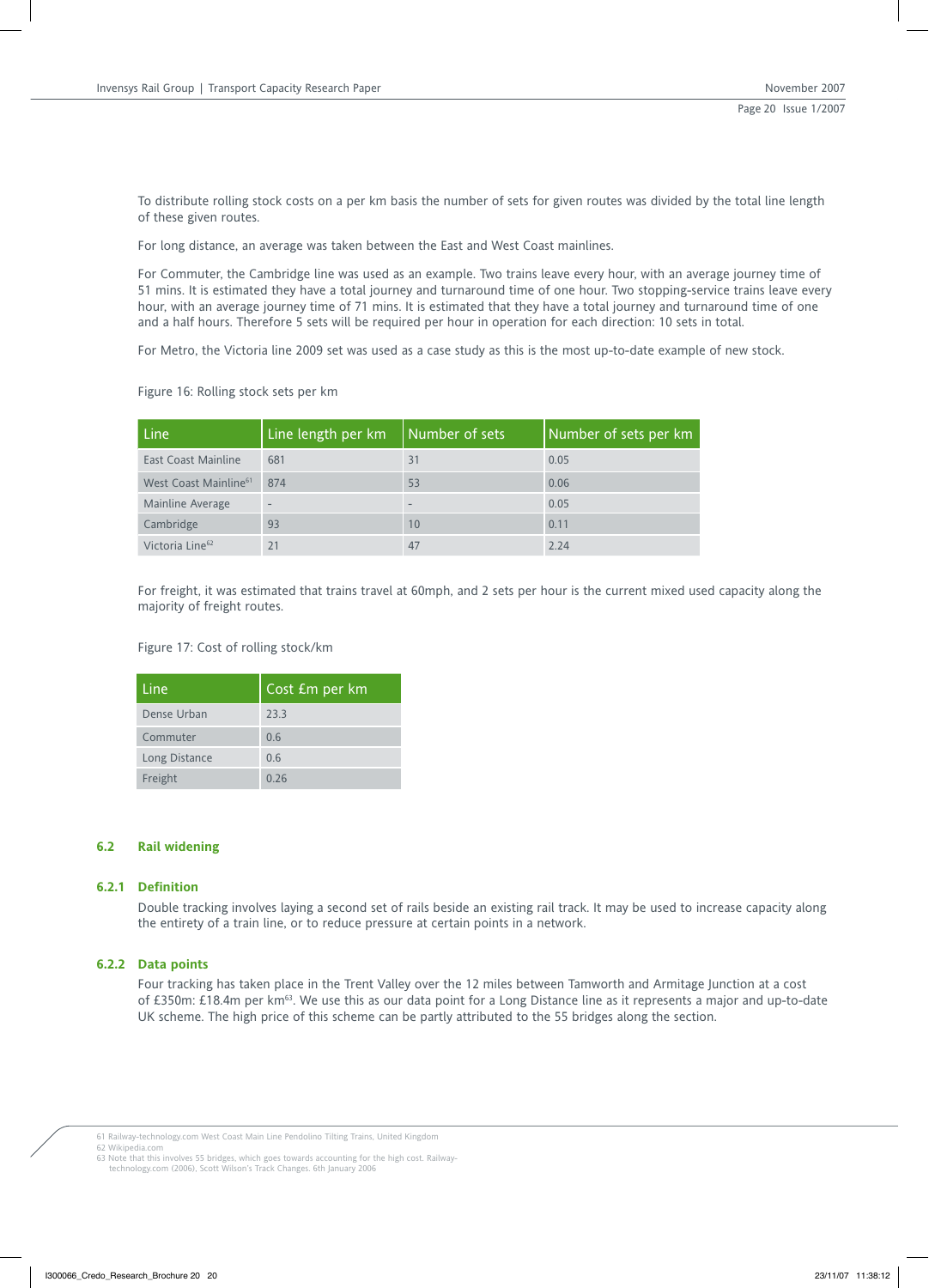To distribute rolling stock costs on a per km basis the number of sets for given routes was divided by the total line length of these given routes.

For long distance, an average was taken between the East and West Coast mainlines.

For Commuter, the Cambridge line was used as an example. Two trains leave every hour, with an average journey time of 51 mins. It is estimated they have a total journey and turnaround time of one hour. Two stopping-service trains leave every hour, with an average journey time of 71 mins. It is estimated that they have a total journey and turnaround time of one and a half hours. Therefore 5 sets will be required per hour in operation for each direction: 10 sets in total.

For Metro, the Victoria line 2009 set was used as a case study as this is the most up-to-date example of new stock.

Figure 16: Rolling stock sets per km

| Line | Line length per km | Number of sets | Number of sets per km |
|---|---|---|---|
| East Coast Mainline | 681 | 31 | 0.05 |
| West Coast Mainline[61] | 874 | 53 | 0.06 |
| Mainline Average | - | - | 0.05 |
| Cambridge | 93 | 10 | 0.11 |
| Victoria Line[62] | 21 | 47 | 2.24 |

For freight, it was estimated that trains travel at 60mph, and 2 sets per hour is the current mixed used capacity along the majority of freight routes.

Figure 17: Cost of rolling stock/km

| Line | Cost £m per km |
|---|---|
| Dense Urban | 23.3 |
| Commuter | 0.6 |
| Long Distance | 0.6 |
| Freight | 0.26 |

## 6.2 Rail widening

### 6.2.1 Definition

Double tracking involves laying a second set of rails beside an existing rail track. It may be used to increase capacity along the entirety of a train line, or to reduce pressure at certain points in a network.

### 6.2.2 Data points

Four tracking has taken place in the Trent Valley over the 12 miles between Tamworth and Armitage Junction at a cost of £350m: £18.4m per km[63]. We use this as our data point for a Long Distance line as it represents a major and up-to-date UK scheme. The high price of this scheme can be partly attributed to the 55 bridges along the section.

---

61 Railway-technology.com West Coast Main Line Pendolino Tilting Trains, United Kingdom
62 Wikipedia.com
63 Note that this involves 55 bridges, which goes towards accounting for the high cost. Railway-technology.com (2006), Scott Wilson's Track Changes. 6th January 2006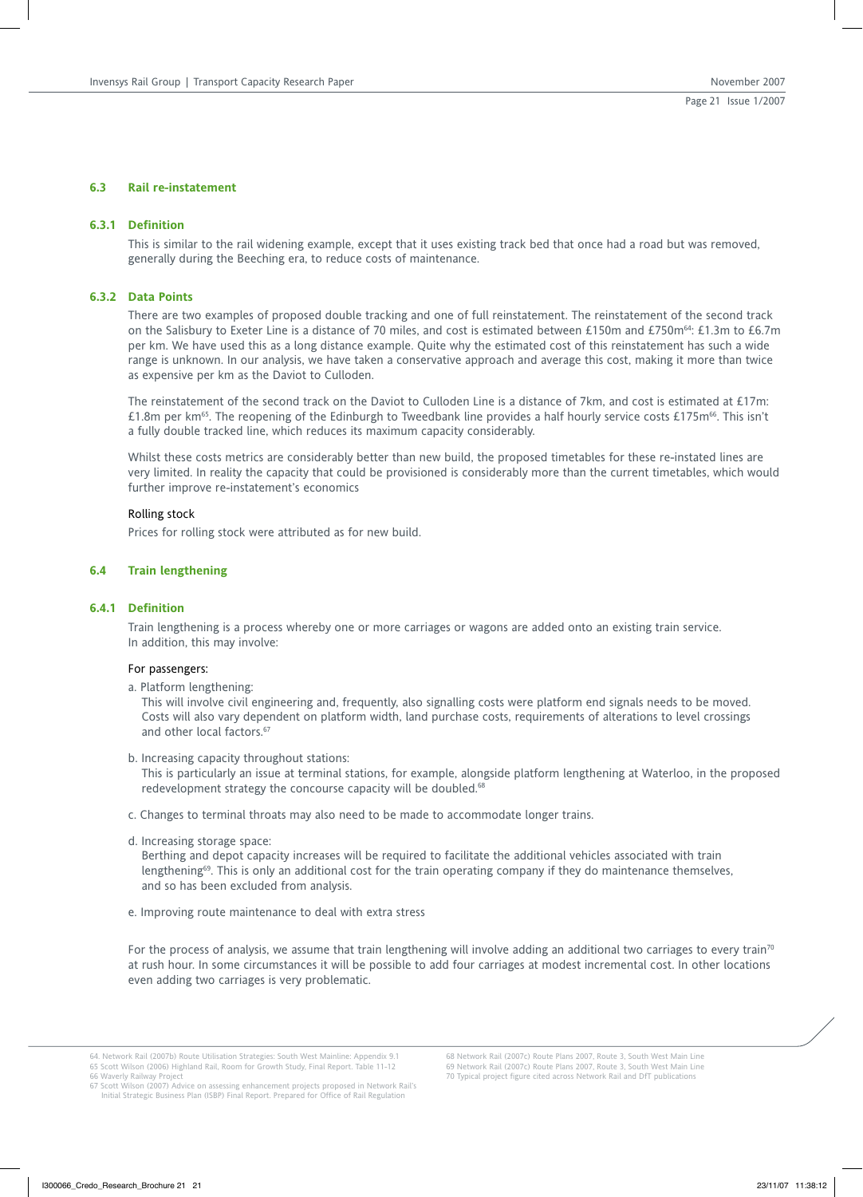### 6.3 Rail re-instatement

#### 6.3.1 Definition

This is similar to the rail widening example, except that it uses existing track bed that once had a road but was removed, generally during the Beeching era, to reduce costs of maintenance.

#### 6.3.2 Data Points

There are two examples of proposed double tracking and one of full reinstatement. The reinstatement of the second track on the Salisbury to Exeter Line is a distance of 70 miles, and cost is estimated between £150m and £750m[64]: £1.3m to £6.7m per km. We have used this as a long distance example. Quite why the estimated cost of this reinstatement has such a wide range is unknown. In our analysis, we have taken a conservative approach and average this cost, making it more than twice as expensive per km as the Daviot to Culloden.

The reinstatement of the second track on the Daviot to Culloden Line is a distance of 7km, and cost is estimated at £17m: £1.8m per km[65]. The reopening of the Edinburgh to Tweedbank line provides a half hourly service costs £175m[66]. This isn't a fully double tracked line, which reduces its maximum capacity considerably.

Whilst these costs metrics are considerably better than new build, the proposed timetables for these re-instated lines are very limited. In reality the capacity that could be provisioned is considerably more than the current timetables, which would further improve re-instatement's economics

Rolling stock

Prices for rolling stock were attributed as for new build.

### 6.4 Train lengthening

#### 6.4.1 Definition

Train lengthening is a process whereby one or more carriages or wagons are added onto an existing train service. In addition, this may involve:

For passengers:

a. Platform lengthening:
   This will involve civil engineering and, frequently, also signalling costs were platform end signals needs to be moved. Costs will also vary dependent on platform width, land purchase costs, requirements of alterations to level crossings and other local factors.[67]

b. Increasing capacity throughout stations:
   This is particularly an issue at terminal stations, for example, alongside platform lengthening at Waterloo, in the proposed redevelopment strategy the concourse capacity will be doubled.[68]

c. Changes to terminal throats may also need to be made to accommodate longer trains.

d. Increasing storage space:
   Berthing and depot capacity increases will be required to facilitate the additional vehicles associated with train lengthening[69]. This is only an additional cost for the train operating company if they do maintenance themselves, and so has been excluded from analysis.

e. Improving route maintenance to deal with extra stress

For the process of analysis, we assume that train lengthening will involve adding an additional two carriages to every train[70] at rush hour. In some circumstances it will be possible to add four carriages at modest incremental cost. In other locations even adding two carriages is very problematic.

64. Network Rail (2007b) Route Utilisation Strategies: South West Mainline: Appendix 9.1
65 Scott Wilson (2006) Highland Rail, Room for Growth Study, Final Report. Table 11-12
66 Waverly Railway Project
67 Scott Wilson (2007) Advice on assessing enhancement projects proposed in Network Rail's Initial Strategic Business Plan (ISBP) Final Report. Prepared for Office of Rail Regulation
68 Network Rail (2007c) Route Plans 2007, Route 3, South West Main Line
69 Network Rail (2007c) Route Plans 2007, Route 3, South West Main Line
70 Typical project figure cited across Network Rail and DfT publications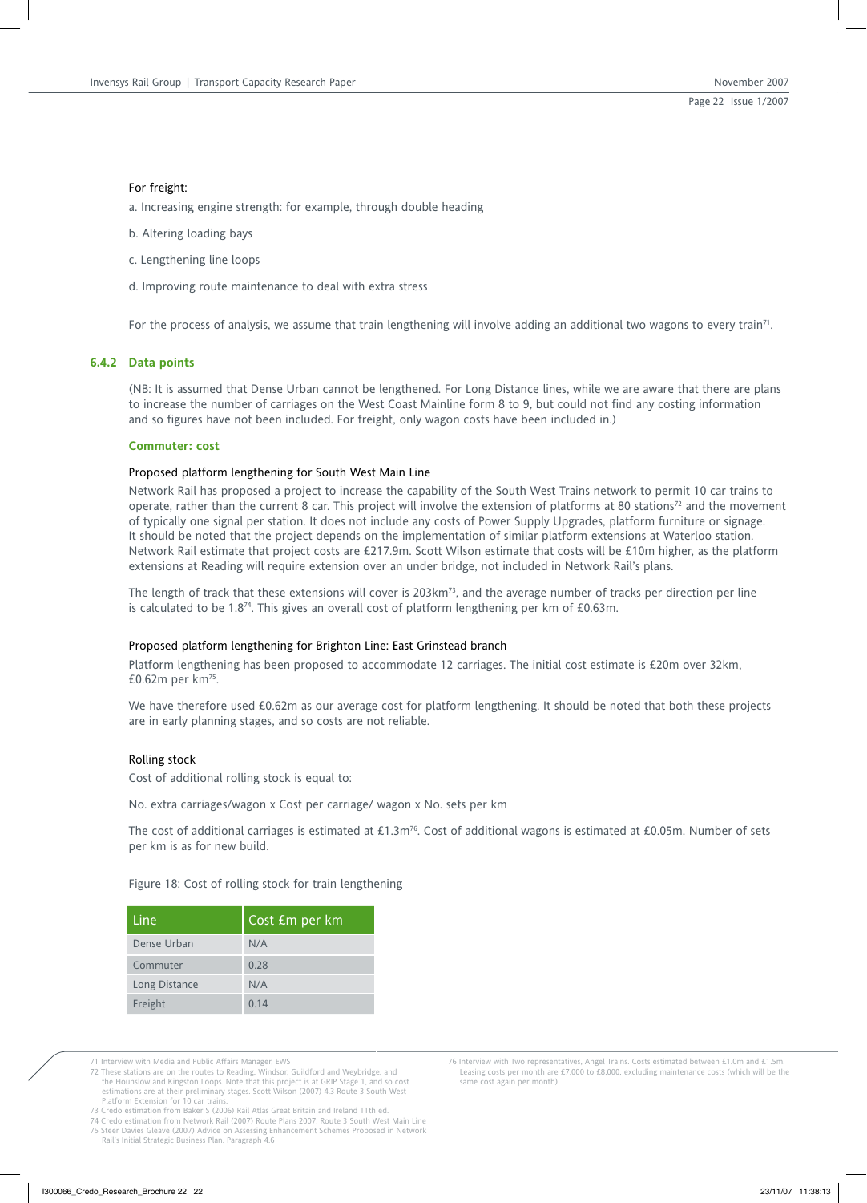For freight:

a. Increasing engine strength: for example, through double heading

b. Altering loading bays

c. Lengthening line loops

d. Improving route maintenance to deal with extra stress

For the process of analysis, we assume that train lengthening will involve adding an additional two wagons to every train[71].

### 6.4.2 Data points

(NB: It is assumed that Dense Urban cannot be lengthened. For Long Distance lines, while we are aware that there are plans to increase the number of carriages on the West Coast Mainline form 8 to 9, but could not find any costing information and so figures have not been included. For freight, only wagon costs have been included in.)

**Commuter: cost**

Proposed platform lengthening for South West Main Line

Network Rail has proposed a project to increase the capability of the South West Trains network to permit 10 car trains to operate, rather than the current 8 car. This project will involve the extension of platforms at 80 stations[72] and the movement of typically one signal per station. It does not include any costs of Power Supply Upgrades, platform furniture or signage. It should be noted that the project depends on the implementation of similar platform extensions at Waterloo station. Network Rail estimate that project costs are £217.9m. Scott Wilson estimate that costs will be £10m higher, as the platform extensions at Reading will require extension over an under bridge, not included in Network Rail's plans.

The length of track that these extensions will cover is 203km[73], and the average number of tracks per direction per line is calculated to be 1.8[74]. This gives an overall cost of platform lengthening per km of £0.63m.

Proposed platform lengthening for Brighton Line: East Grinstead branch

Platform lengthening has been proposed to accommodate 12 carriages. The initial cost estimate is £20m over 32km, £0.62m per km[75].

We have therefore used £0.62m as our average cost for platform lengthening. It should be noted that both these projects are in early planning stages, and so costs are not reliable.

Rolling stock

Cost of additional rolling stock is equal to:

No. extra carriages/wagon x Cost per carriage/ wagon x No. sets per km

The cost of additional carriages is estimated at £1.3m[76]. Cost of additional wagons is estimated at £0.05m. Number of sets per km is as for new build.

Figure 18: Cost of rolling stock for train lengthening

| Line | Cost £m per km |
|---|---|
| Dense Urban | N/A |
| Commuter | 0.28 |
| Long Distance | N/A |
| Freight | 0.14 |

71 Interview with Media and Public Affairs Manager, EWS

72 These stations are on the routes to Reading, Windsor, Guildford and Weybridge, and the Hounslow and Kingston Loops. Note that this project is at GRIP Stage 1, and so cost estimations are at their preliminary stages. Scott Wilson (2007) 4.3 Route 3 South West Platform Extension for 10 car trains.

73 Credo estimation from Baker S (2006) Rail Atlas Great Britain and Ireland 11th ed.

74 Credo estimation from Network Rail (2007) Route Plans 2007: Route 3 South West Main Line

75 Steer Davies Gleave (2007) Advice on Assessing Enhancement Schemes Proposed in Network Rail's Initial Strategic Business Plan. Paragraph 4.6

76 Interview with Two representatives, Angel Trains. Costs estimated between £1.0m and £1.5m. Leasing costs per month are £7,000 to £8,000, excluding maintenance costs (which will be the same cost again per month).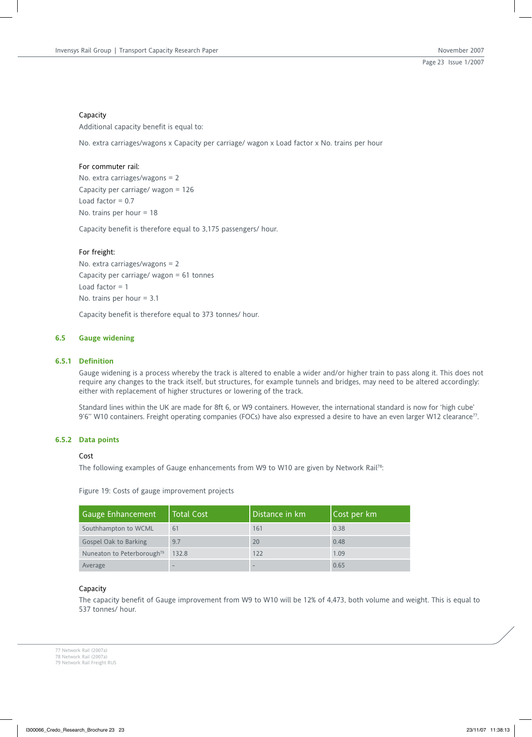Capacity

Additional capacity benefit is equal to:

No. extra carriages/wagons x Capacity per carriage/ wagon x Load factor x No. trains per hour

For commuter rail:

No. extra carriages/wagons = 2
Capacity per carriage/ wagon = 126
Load factor = 0.7
No. trains per hour = 18

Capacity benefit is therefore equal to 3,175 passengers/ hour.

For freight:

No. extra carriages/wagons = 2
Capacity per carriage/ wagon = 61 tonnes
Load factor = 1
No. trains per hour = 3.1

Capacity benefit is therefore equal to 373 tonnes/ hour.

## 6.5 Gauge widening

### 6.5.1 Definition

Gauge widening is a process whereby the track is altered to enable a wider and/or higher train to pass along it. This does not require any changes to the track itself, but structures, for example tunnels and bridges, may need to be altered accordingly: either with replacement of higher structures or lowering of the track.

Standard lines within the UK are made for 8ft 6, or W9 containers. However, the international standard is now for 'high cube' 9'6'' W10 containers. Freight operating companies (FOCs) have also expressed a desire to have an even larger W12 clearance[77].

### 6.5.2 Data points

Cost

The following examples of Gauge enhancements from W9 to W10 are given by Network Rail[78]:

Figure 19: Costs of gauge improvement projects

| Gauge Enhancement | Total Cost | Distance in km | Cost per km |
|---|---|---|---|
| Southhampton to WCML | 61 | 161 | 0.38 |
| Gospel Oak to Barking | 9.7 | 20 | 0.48 |
| Nuneaton to Peterborough[79] | 132.8 | 122 | 1.09 |
| Average | - | - | 0.65 |

Capacity

The capacity benefit of Gauge improvement from W9 to W10 will be 12% of 4,473, both volume and weight. This is equal to 537 tonnes/ hour.

77 Network Rail (2007a)
78 Network Rail (2007a)
79 Network Rail Freight RUS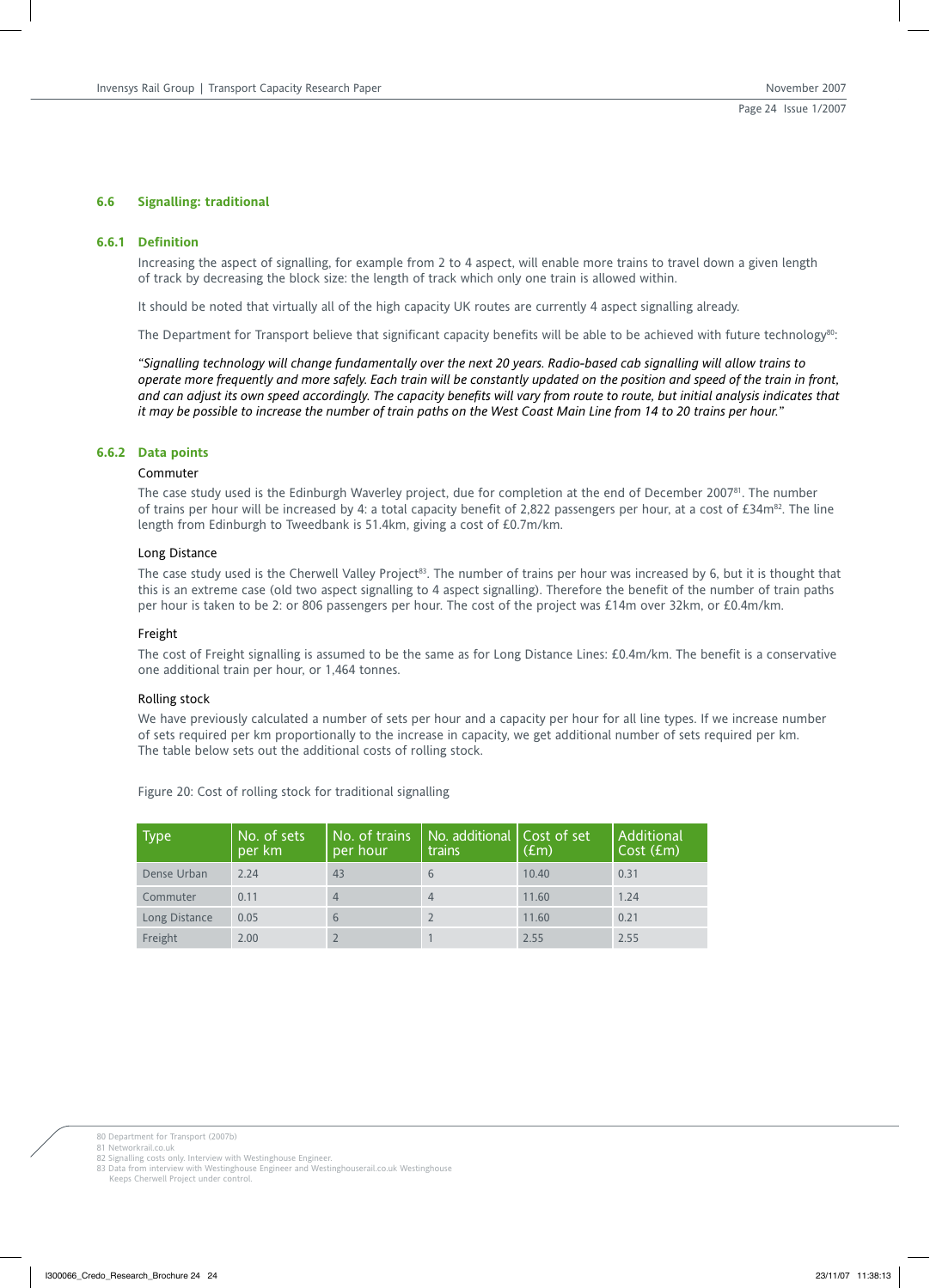### 6.6 Signalling: traditional

#### 6.6.1 Definition

Increasing the aspect of signalling, for example from 2 to 4 aspect, will enable more trains to travel down a given length of track by decreasing the block size: the length of track which only one train is allowed within.

It should be noted that virtually all of the high capacity UK routes are currently 4 aspect signalling already.

The Department for Transport believe that significant capacity benefits will be able to be achieved with future technology[80]:

*"Signalling technology will change fundamentally over the next 20 years. Radio-based cab signalling will allow trains to operate more frequently and more safely. Each train will be constantly updated on the position and speed of the train in front, and can adjust its own speed accordingly. The capacity benefits will vary from route to route, but initial analysis indicates that it may be possible to increase the number of train paths on the West Coast Main Line from 14 to 20 trains per hour."*

#### 6.6.2 Data points

Commuter

The case study used is the Edinburgh Waverley project, due for completion at the end of December 2007[81]. The number of trains per hour will be increased by 4: a total capacity benefit of 2,822 passengers per hour, at a cost of £34m[82]. The line length from Edinburgh to Tweedbank is 51.4km, giving a cost of £0.7m/km.

Long Distance

The case study used is the Cherwell Valley Project[83]. The number of trains per hour was increased by 6, but it is thought that this is an extreme case (old two aspect signalling to 4 aspect signalling). Therefore the benefit of the number of train paths per hour is taken to be 2: or 806 passengers per hour. The cost of the project was £14m over 32km, or £0.4m/km.

Freight

The cost of Freight signalling is assumed to be the same as for Long Distance Lines: £0.4m/km. The benefit is a conservative one additional train per hour, or 1,464 tonnes.

Rolling stock

We have previously calculated a number of sets per hour and a capacity per hour for all line types. If we increase number of sets required per km proportionally to the increase in capacity, we get additional number of sets required per km. The table below sets out the additional costs of rolling stock.

Figure 20: Cost of rolling stock for traditional signalling

| Type | No. of sets per km | No. of trains per hour | No. additional trains | Cost of set (£m) | Additional Cost (£m) |
|---|---|---|---|---|---|
| Dense Urban | 2.24 | 43 | 6 | 10.40 | 0.31 |
| Commuter | 0.11 | 4 | 4 | 11.60 | 1.24 |
| Long Distance | 0.05 | 6 | 2 | 11.60 | 0.21 |
| Freight | 2.00 | 2 | 1 | 2.55 | 2.55 |

80 Department for Transport (2007b)
81 Networkrail.co.uk
82 Signalling costs only. Interview with Westinghouse Engineer.
83 Data from interview with Westinghouse Engineer and Westinghouserail.co.uk Westinghouse Keeps Cherwell Project under control.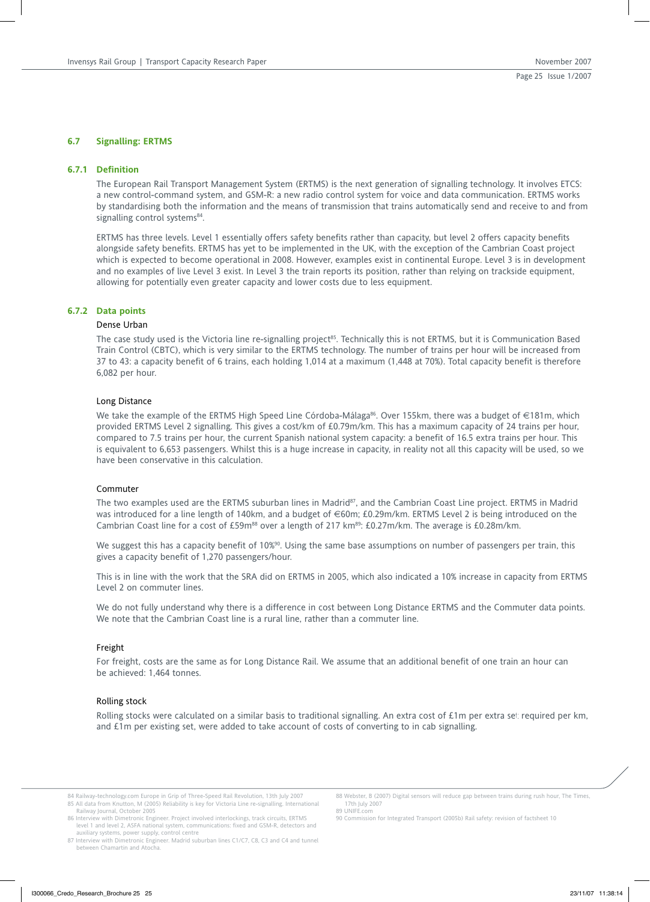## 6.7 Signalling: ERTMS

### 6.7.1 Definition

The European Rail Transport Management System (ERTMS) is the next generation of signalling technology. It involves ETCS: a new control-command system, and GSM-R: a new radio control system for voice and data communication. ERTMS works by standardising both the information and the means of transmission that trains automatically send and receive to and from signalling control systems[84].

ERTMS has three levels. Level 1 essentially offers safety benefits rather than capacity, but level 2 offers capacity benefits alongside safety benefits. ERTMS has yet to be implemented in the UK, with the exception of the Cambrian Coast project which is expected to become operational in 2008. However, examples exist in continental Europe. Level 3 is in development and no examples of live Level 3 exist. In Level 3 the train reports its position, rather than relying on trackside equipment, allowing for potentially even greater capacity and lower costs due to less equipment.

### 6.7.2 Data points

Dense Urban

The case study used is the Victoria line re-signalling project[85]. Technically this is not ERTMS, but it is Communication Based Train Control (CBTC), which is very similar to the ERTMS technology. The number of trains per hour will be increased from 37 to 43: a capacity benefit of 6 trains, each holding 1,014 at a maximum (1,448 at 70%). Total capacity benefit is therefore 6,082 per hour.

Long Distance

We take the example of the ERTMS High Speed Line Córdoba-Málaga[86]. Over 155km, there was a budget of €181m, which provided ERTMS Level 2 signalling. This gives a cost/km of £0.79m/km. This has a maximum capacity of 24 trains per hour, compared to 7.5 trains per hour, the current Spanish national system capacity: a benefit of 16.5 extra trains per hour. This is equivalent to 6,653 passengers. Whilst this is a huge increase in capacity, in reality not all this capacity will be used, so we have been conservative in this calculation.

Commuter

The two examples used are the ERTMS suburban lines in Madrid[87], and the Cambrian Coast Line project. ERTMS in Madrid was introduced for a line length of 140km, and a budget of €60m; £0.29m/km. ERTMS Level 2 is being introduced on the Cambrian Coast line for a cost of £59m[88] over a length of 217 km[89]: £0.27m/km. The average is £0.28m/km.

We suggest this has a capacity benefit of 10%[90]. Using the same base assumptions on number of passengers per train, this gives a capacity benefit of 1,270 passengers/hour.

This is in line with the work that the SRA did on ERTMS in 2005, which also indicated a 10% increase in capacity from ERTMS Level 2 on commuter lines.

We do not fully understand why there is a difference in cost between Long Distance ERTMS and the Commuter data points. We note that the Cambrian Coast line is a rural line, rather than a commuter line.

Freight

For freight, costs are the same as for Long Distance Rail. We assume that an additional benefit of one train an hour can be achieved: 1,464 tonnes.

Rolling stock

Rolling stocks were calculated on a similar basis to traditional signalling. An extra cost of £1m per extra set required per km, and £1m per existing set, were added to take account of costs of converting to in cab signalling.

---

84 Railway-technology.com Europe in Grip of Three-Speed Rail Revolution, 13th July 2007

85 All data from Knutton, M (2005) Reliability is key for Victoria Line re-signalling. International Railway Journal, October 2005

86 Interview with Dimetronic Engineer. Project involved interlockings, track circuits, ERTMS level 1 and level 2, ASFA national system, communications: fixed and GSM-R, detectors and auxiliary systems, power supply, control centre

87 Interview with Dimetronic Engineer. Madrid suburban lines C1/C7, C8, C3 and C4 and tunnel between Chamartin and Atocha.

88 Webster, B (2007) Digital sensors will reduce gap between trains during rush hour, The Times, 17th July 2007

89 UNIFE.com

90 Commission for Integrated Transport (2005b) Rail safety: revision of factsheet 10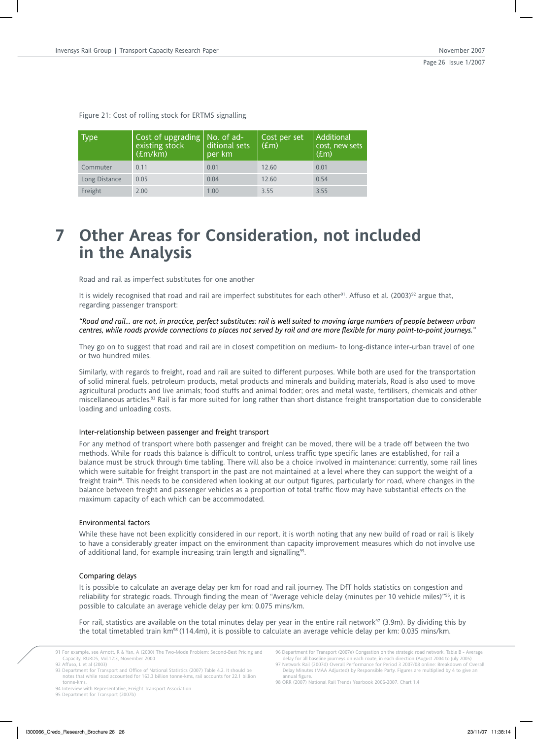Figure 21: Cost of rolling stock for ERTMS signalling

| Type | Cost of upgrading existing stock (£m/km) | No. of additional sets per km | Cost per set (£m) | Additional cost, new sets (£m) |
|---|---|---|---|---|
| Commuter | 0.11 | 0.01 | 12.60 | 0.01 |
| Long Distance | 0.05 | 0.04 | 12.60 | 0.54 |
| Freight | 2.00 | 1.00 | 3.55 | 3.55 |

# 7 Other Areas for Consideration, not included in the Analysis

Road and rail as imperfect substitutes for one another

It is widely recognised that road and rail are imperfect substitutes for each other[91]. Affuso et al. (2003)[92] argue that, regarding passenger transport:

*"Road and rail… are not, in practice, perfect substitutes: rail is well suited to moving large numbers of people between urban centres, while roads provide connections to places not served by rail and are more flexible for many point-to-point journeys."*

They go on to suggest that road and rail are in closest competition on medium- to long-distance inter-urban travel of one or two hundred miles.

Similarly, with regards to freight, road and rail are suited to different purposes. While both are used for the transportation of solid mineral fuels, petroleum products, metal products and minerals and building materials, Road is also used to move agricultural products and live animals; food stuffs and animal fodder; ores and metal waste, fertilisers, chemicals and other miscellaneous articles.[93] Rail is far more suited for long rather than short distance freight transportation due to considerable loading and unloading costs.

### Inter-relationship between passenger and freight transport

For any method of transport where both passenger and freight can be moved, there will be a trade off between the two methods. While for roads this balance is difficult to control, unless traffic type specific lanes are established, for rail a balance must be struck through time tabling. There will also be a choice involved in maintenance: currently, some rail lines which were suitable for freight transport in the past are not maintained at a level where they can support the weight of a freight train[94]. This needs to be considered when looking at our output figures, particularly for road, where changes in the balance between freight and passenger vehicles as a proportion of total traffic flow may have substantial effects on the maximum capacity of each which can be accommodated.

### Environmental factors

While these have not been explicitly considered in our report, it is worth noting that any new build of road or rail is likely to have a considerably greater impact on the environment than capacity improvement measures which do not involve use of additional land, for example increasing train length and signalling[95].

### Comparing delays

It is possible to calculate an average delay per km for road and rail journey. The DfT holds statistics on congestion and reliability for strategic roads. Through finding the mean of "Average vehicle delay (minutes per 10 vehicle miles)"[96], it is possible to calculate an average vehicle delay per km: 0.075 mins/km.

For rail, statistics are available on the total minutes delay per year in the entire rail network[97] (3.9m). By dividing this by the total timetabled train km[98] (114.4m), it is possible to calculate an average vehicle delay per km: 0.035 mins/km.

---

91 For example, see Arnott, R & Yan, A (2000) The Two-Mode Problem: Second-Best Pricing and Capacity, RURDS, Vol.12:3, November 2000

92 Affuso, L et al (2003)

93 Department for Transport and Office of National Statistics (2007) Table 4.2. It should be notes that while road accounted for 163.3 billion tonne-kms, rail accounts for 22.1 billion tonne-kms.

94 Interview with Representative, Freight Transport Association

95 Department for Transport (2007b)

96 Department for Transport (2007e) Congestion on the strategic road network. Table B - Average delay for all baseline journeys on each route, in each direction (August 2004 to July 2005)

97 Network Rail (2007d) Overall Performance for Period 3 2007/08 online: Breakdown of Overall Delay Minutes (MAA Adjusted) by Responsible Party. Figures are multiplied by 4 to give an annual figure.

98 ORR (2007) National Rail Trends Yearbook 2006-2007. Chart 1.4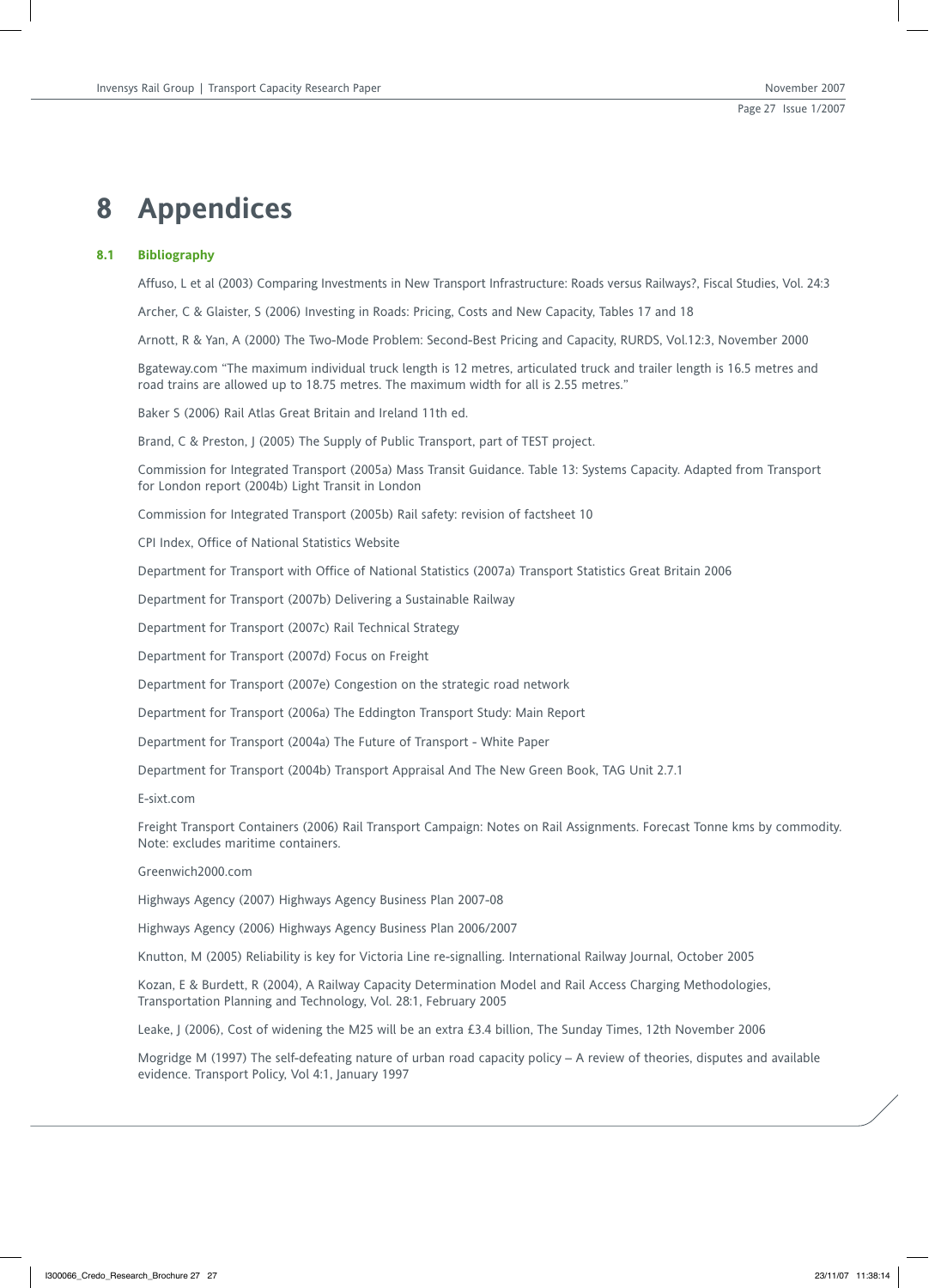# 8 Appendices

## 8.1 Bibliography

Affuso, L et al (2003) Comparing Investments in New Transport Infrastructure: Roads versus Railways?, Fiscal Studies, Vol. 24:3

Archer, C & Glaister, S (2006) Investing in Roads: Pricing, Costs and New Capacity, Tables 17 and 18

Arnott, R & Yan, A (2000) The Two-Mode Problem: Second-Best Pricing and Capacity, RURDS, Vol.12:3, November 2000

Bgateway.com "The maximum individual truck length is 12 metres, articulated truck and trailer length is 16.5 metres and road trains are allowed up to 18.75 metres. The maximum width for all is 2.55 metres."

Baker S (2006) Rail Atlas Great Britain and Ireland 11th ed.

Brand, C & Preston, J (2005) The Supply of Public Transport, part of TEST project.

Commission for Integrated Transport (2005a) Mass Transit Guidance. Table 13: Systems Capacity. Adapted from Transport for London report (2004b) Light Transit in London

Commission for Integrated Transport (2005b) Rail safety: revision of factsheet 10

CPI Index, Office of National Statistics Website

Department for Transport with Office of National Statistics (2007a) Transport Statistics Great Britain 2006

Department for Transport (2007b) Delivering a Sustainable Railway

Department for Transport (2007c) Rail Technical Strategy

Department for Transport (2007d) Focus on Freight

Department for Transport (2007e) Congestion on the strategic road network

Department for Transport (2006a) The Eddington Transport Study: Main Report

Department for Transport (2004a) The Future of Transport - White Paper

Department for Transport (2004b) Transport Appraisal And The New Green Book, TAG Unit 2.7.1

E-sixt.com

Freight Transport Containers (2006) Rail Transport Campaign: Notes on Rail Assignments. Forecast Tonne kms by commodity. Note: excludes maritime containers.

Greenwich2000.com

Highways Agency (2007) Highways Agency Business Plan 2007-08

Highways Agency (2006) Highways Agency Business Plan 2006/2007

Knutton, M (2005) Reliability is key for Victoria Line re-signalling. International Railway Journal, October 2005

Kozan, E & Burdett, R (2004), A Railway Capacity Determination Model and Rail Access Charging Methodologies, Transportation Planning and Technology, Vol. 28:1, February 2005

Leake, J (2006), Cost of widening the M25 will be an extra £3.4 billion, The Sunday Times, 12th November 2006

Mogridge M (1997) The self-defeating nature of urban road capacity policy – A review of theories, disputes and available evidence. Transport Policy, Vol 4:1, January 1997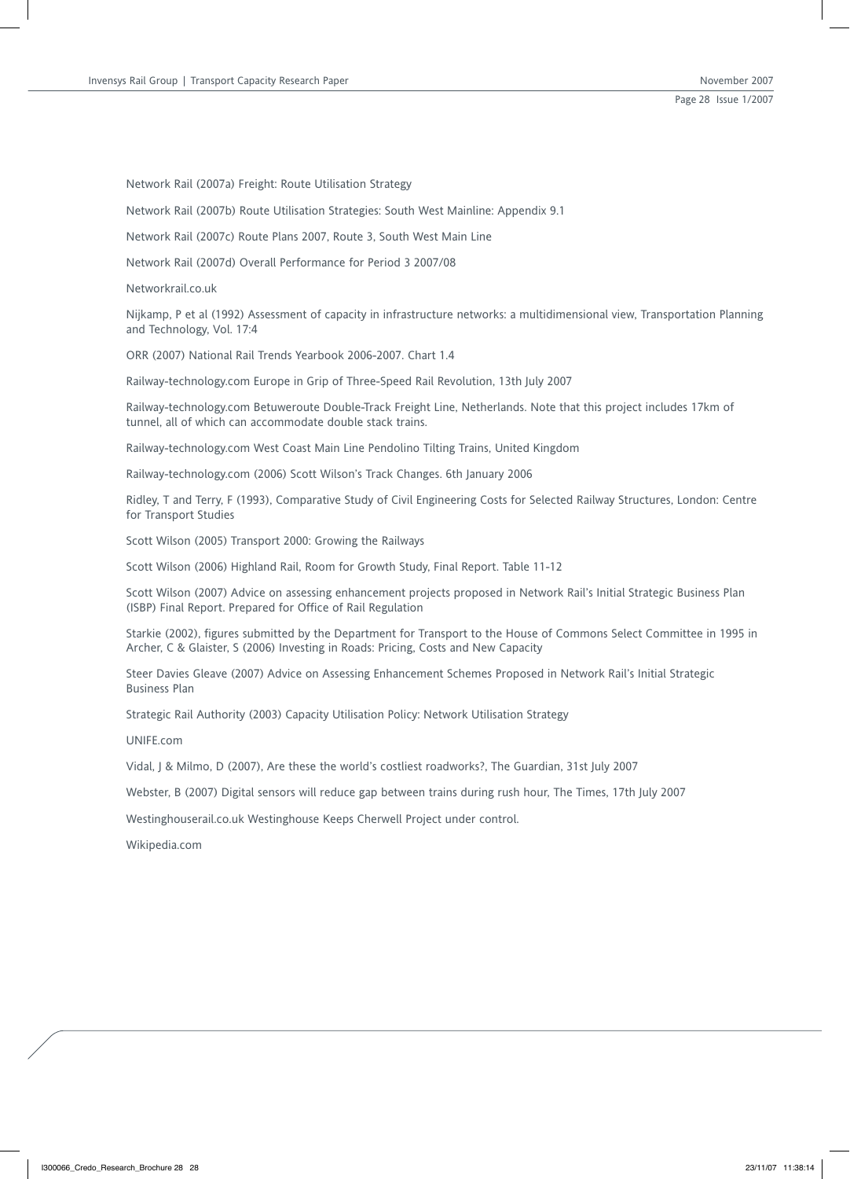Network Rail (2007a) Freight: Route Utilisation Strategy

Network Rail (2007b) Route Utilisation Strategies: South West Mainline: Appendix 9.1

Network Rail (2007c) Route Plans 2007, Route 3, South West Main Line

Network Rail (2007d) Overall Performance for Period 3 2007/08

Networkrail.co.uk

Nijkamp, P et al (1992) Assessment of capacity in infrastructure networks: a multidimensional view, Transportation Planning and Technology, Vol. 17:4

ORR (2007) National Rail Trends Yearbook 2006-2007. Chart 1.4

Railway-technology.com Europe in Grip of Three-Speed Rail Revolution, 13th July 2007

Railway-technology.com Betuweroute Double-Track Freight Line, Netherlands. Note that this project includes 17km of tunnel, all of which can accommodate double stack trains.

Railway-technology.com West Coast Main Line Pendolino Tilting Trains, United Kingdom

Railway-technology.com (2006) Scott Wilson's Track Changes. 6th January 2006

Ridley, T and Terry, F (1993), Comparative Study of Civil Engineering Costs for Selected Railway Structures, London: Centre for Transport Studies

Scott Wilson (2005) Transport 2000: Growing the Railways

Scott Wilson (2006) Highland Rail, Room for Growth Study, Final Report. Table 11-12

Scott Wilson (2007) Advice on assessing enhancement projects proposed in Network Rail's Initial Strategic Business Plan (ISBP) Final Report. Prepared for Office of Rail Regulation

Starkie (2002), figures submitted by the Department for Transport to the House of Commons Select Committee in 1995 in Archer, C & Glaister, S (2006) Investing in Roads: Pricing, Costs and New Capacity

Steer Davies Gleave (2007) Advice on Assessing Enhancement Schemes Proposed in Network Rail's Initial Strategic Business Plan

Strategic Rail Authority (2003) Capacity Utilisation Policy: Network Utilisation Strategy

UNIFE.com

Vidal, J & Milmo, D (2007), Are these the world's costliest roadworks?, The Guardian, 31st July 2007

Webster, B (2007) Digital sensors will reduce gap between trains during rush hour, The Times, 17th July 2007

Westinghouserail.co.uk Westinghouse Keeps Cherwell Project under control.

Wikipedia.com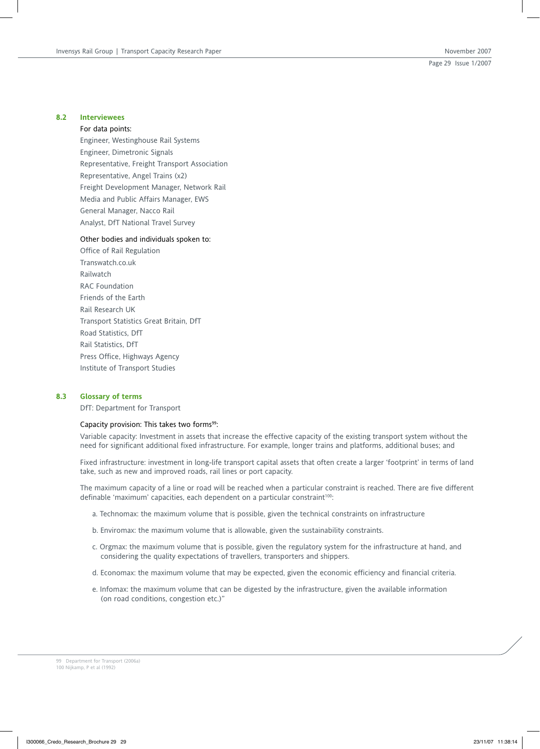## 8.2 Interviewees

For data points:

Engineer, Westinghouse Rail Systems
Engineer, Dimetronic Signals
Representative, Freight Transport Association
Representative, Angel Trains (x2)
Freight Development Manager, Network Rail
Media and Public Affairs Manager, EWS
General Manager, Nacco Rail
Analyst, DfT National Travel Survey

Other bodies and individuals spoken to:

Office of Rail Regulation
Transwatch.co.uk
Railwatch
RAC Foundation
Friends of the Earth
Rail Research UK
Transport Statistics Great Britain, DfT
Road Statistics, DfT
Rail Statistics, DfT
Press Office, Highways Agency
Institute of Transport Studies

## 8.3 Glossary of terms

DfT: Department for Transport

Capacity provision: This takes two forms[99]:

Variable capacity: Investment in assets that increase the effective capacity of the existing transport system without the need for significant additional fixed infrastructure. For example, longer trains and platforms, additional buses; and

Fixed infrastructure: investment in long-life transport capital assets that often create a larger 'footprint' in terms of land take, such as new and improved roads, rail lines or port capacity.

The maximum capacity of a line or road will be reached when a particular constraint is reached. There are five different definable 'maximum' capacities, each dependent on a particular constraint[100]:

a. Technomax: the maximum volume that is possible, given the technical constraints on infrastructure

b. Enviromax: the maximum volume that is allowable, given the sustainability constraints.

c. Orgmax: the maximum volume that is possible, given the regulatory system for the infrastructure at hand, and considering the quality expectations of travellers, transporters and shippers.

d. Economax: the maximum volume that may be expected, given the economic efficiency and financial criteria.

e. Infomax: the maximum volume that can be digested by the infrastructure, given the available information (on road conditions, congestion etc.)"

99 Department for Transport (2006a)
100 Nijkamp, P et al (1992)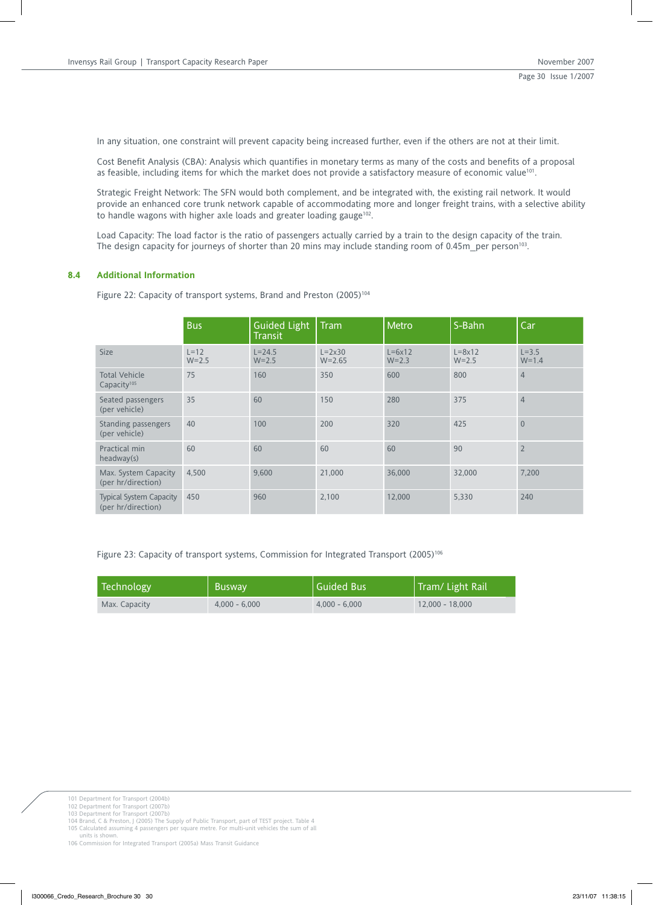In any situation, one constraint will prevent capacity being increased further, even if the others are not at their limit.

Cost Benefit Analysis (CBA): Analysis which quantifies in monetary terms as many of the costs and benefits of a proposal as feasible, including items for which the market does not provide a satisfactory measure of economic value[101].

Strategic Freight Network: The SFN would both complement, and be integrated with, the existing rail network. It would provide an enhanced core trunk network capable of accommodating more and longer freight trains, with a selective ability to handle wagons with higher axle loads and greater loading gauge[102].

Load Capacity: The load factor is the ratio of passengers actually carried by a train to the design capacity of the train. The design capacity for journeys of shorter than 20 mins may include standing room of 0.45m_per person[103].

## 8.4 Additional Information

Figure 22: Capacity of transport systems, Brand and Preston (2005)[104]

| | Bus | Guided Light Transit | Tram | Metro | S-Bahn | Car |
|---|---|---|---|---|---|---|
| Size | L=12 W=2.5 | L=24.5 W=2.5 | L=2x30 W=2.65 | L=6x12 W=2.3 | L=8x12 W=2.5 | L=3.5 W=1.4 |
| Total Vehicle Capacity[105] | 75 | 160 | 350 | 600 | 800 | 4 |
| Seated passengers (per vehicle) | 35 | 60 | 150 | 280 | 375 | 4 |
| Standing passengers (per vehicle) | 40 | 100 | 200 | 320 | 425 | 0 |
| Practical min headway(s) | 60 | 60 | 60 | 60 | 90 | 2 |
| Max. System Capacity (per hr/direction) | 4,500 | 9,600 | 21,000 | 36,000 | 32,000 | 7,200 |
| Typical System Capacity (per hr/direction) | 450 | 960 | 2,100 | 12,000 | 5,330 | 240 |

Figure 23: Capacity of transport systems, Commission for Integrated Transport (2005)[106]

| Technology | Busway | Guided Bus | Tram/ Light Rail |
|---|---|---|---|
| Max. Capacity | 4,000 - 6,000 | 4,000 - 6,000 | 12,000 - 18,000 |

101 Department for Transport (2004b)
102 Department for Transport (2007b)
103 Department for Transport (2007b)
104 Brand, C & Preston, J (2005) The Supply of Public Transport, part of TEST project. Table 4
105 Calculated assuming 4 passengers per square metre. For multi-unit vehicles the sum of all units is shown.
106 Commission for Integrated Transport (2005a) Mass Transit Guidance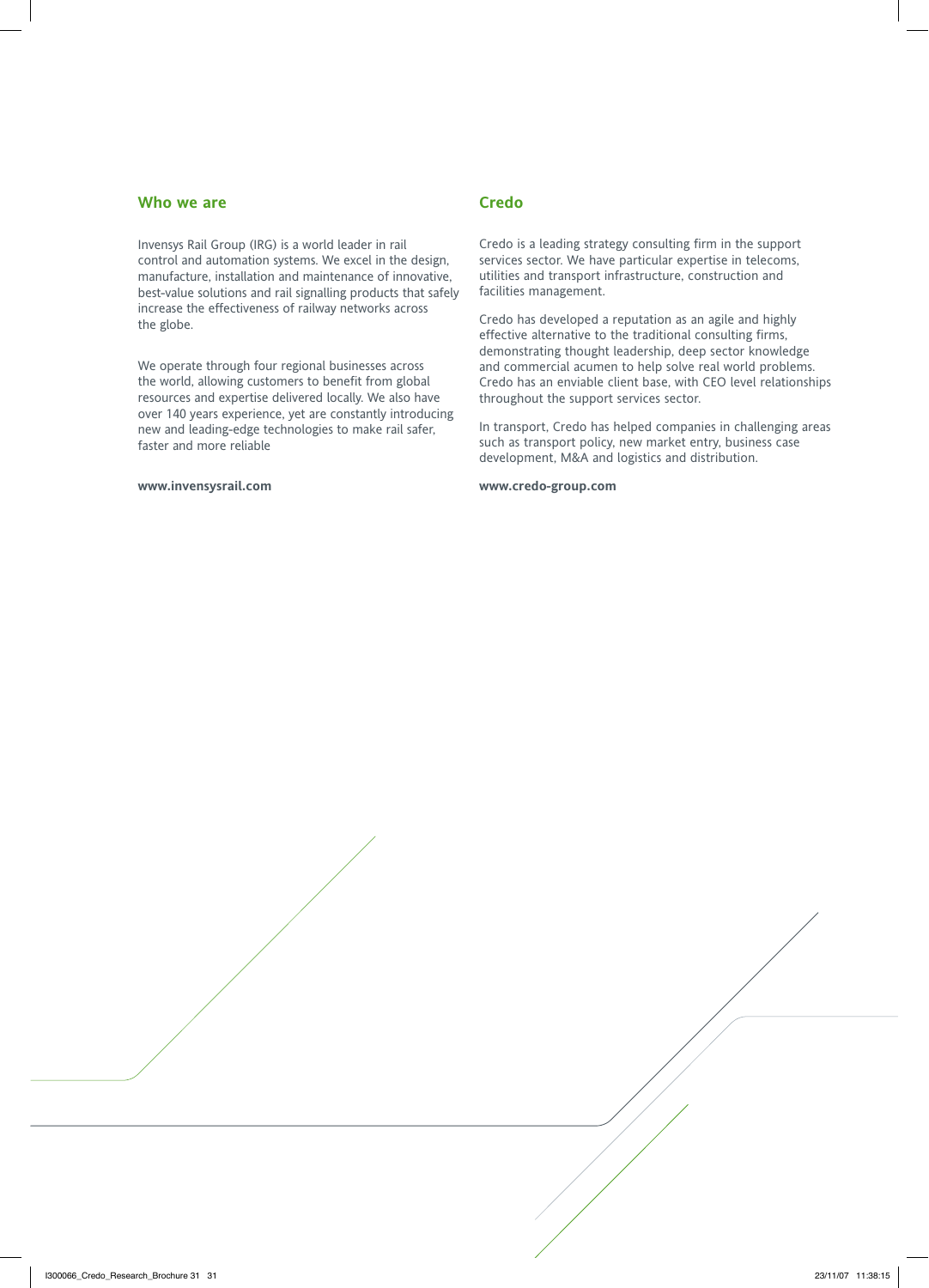## Who we are

Invensys Rail Group (IRG) is a world leader in rail control and automation systems. We excel in the design, manufacture, installation and maintenance of innovative, best-value solutions and rail signalling products that safely increase the effectiveness of railway networks across the globe.

We operate through four regional businesses across the world, allowing customers to benefit from global resources and expertise delivered locally. We also have over 140 years experience, yet are constantly introducing new and leading-edge technologies to make rail safer, faster and more reliable

**www.invensysrail.com**

## Credo

Credo is a leading strategy consulting firm in the support services sector. We have particular expertise in telecoms, utilities and transport infrastructure, construction and facilities management.

Credo has developed a reputation as an agile and highly effective alternative to the traditional consulting firms, demonstrating thought leadership, deep sector knowledge and commercial acumen to help solve real world problems. Credo has an enviable client base, with CEO level relationships throughout the support services sector.

In transport, Credo has helped companies in challenging areas such as transport policy, new market entry, business case development, M&A and logistics and distribution.

**www.credo-group.com**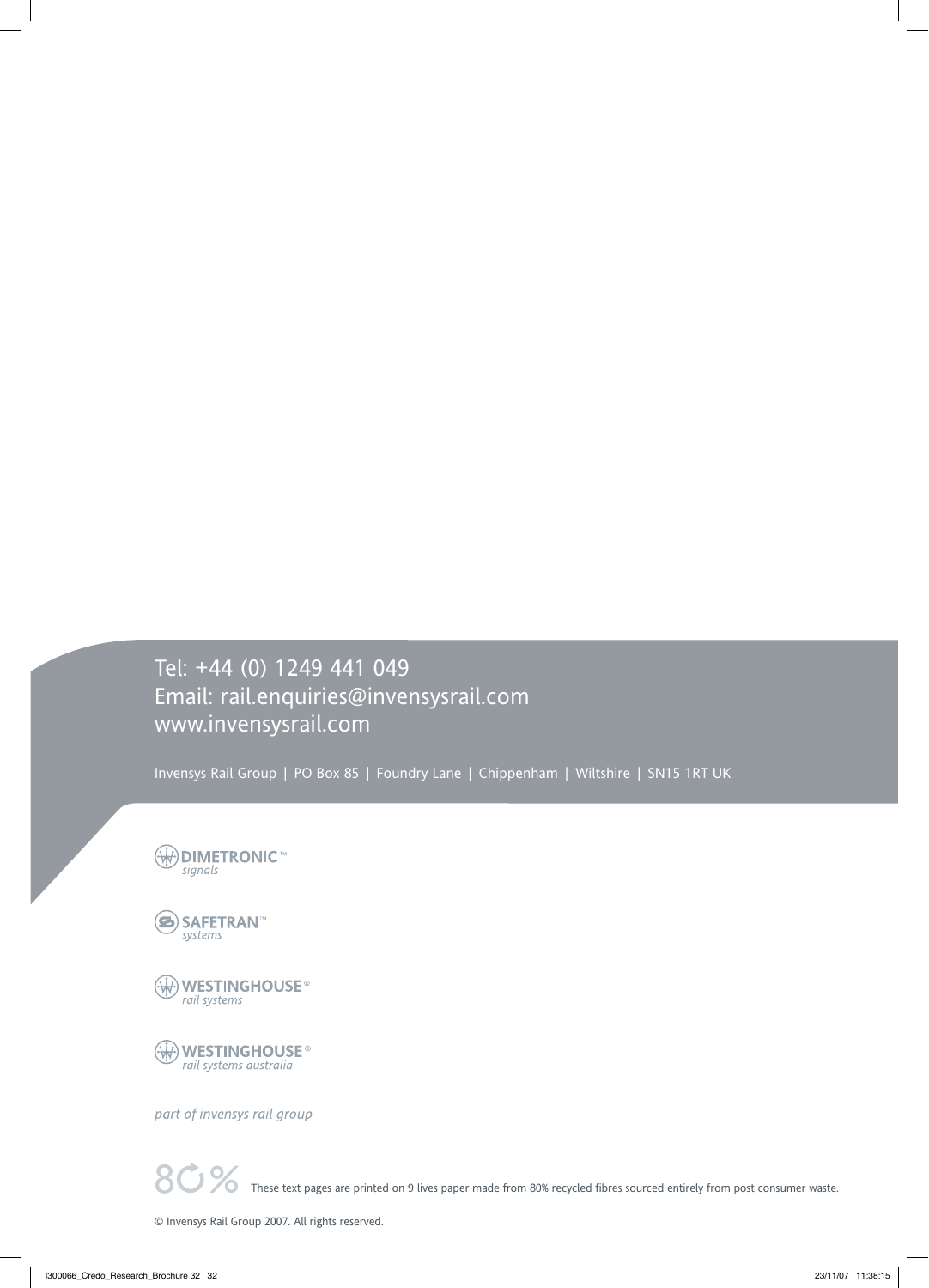Tel: +44 (0) 1249 441 049
Email: rail.enquiries@invensysrail.com
www.invensysrail.com

Invensys Rail Group | PO Box 85 | Foundry Lane | Chippenham | Wiltshire | SN15 1RT UK

DIMETRONIC™
*signals*

SAFETRAN™
*systems*

WESTINGHOUSE®
*rail systems*

WESTINGHOUSE®
*rail systems australia*

*part of invensys rail group*

80% These text pages are printed on 9 lives paper made from 80% recycled fibres sourced entirely from post consumer waste.

© Invensys Rail Group 2007. All rights reserved.